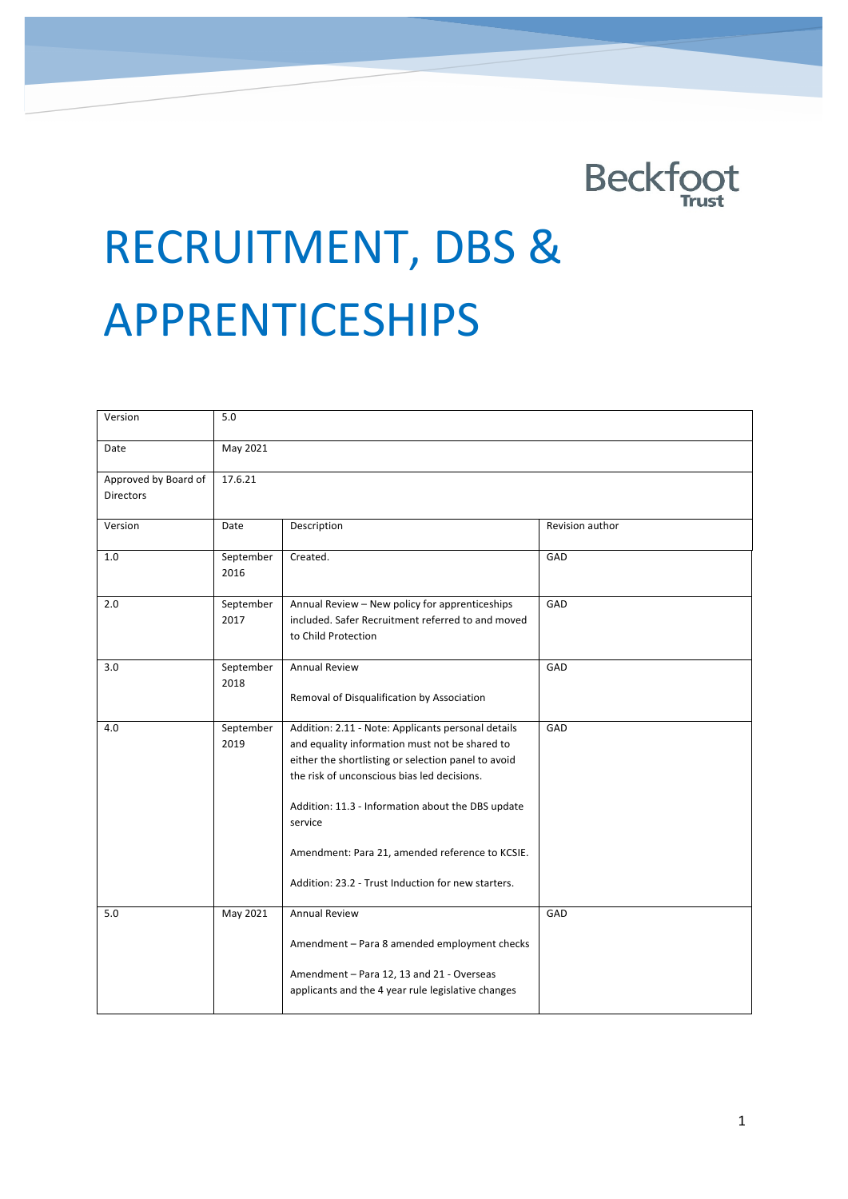Beckfoot Trust

# RECRUITMENT, DBS & APPRENTICESHIPS

| Version | 5.0 | | |
|---|---|---|---|
| Date | May 2021 | | |
| Approved by Board of Directors | 17.6.21 | | |
| Version | Date | Description | Revision author |
| 1.0 | September 2016 | Created. | GAD |
| 2.0 | September 2017 | Annual Review – New policy for apprenticeships included. Safer Recruitment referred to and moved to Child Protection | GAD |
| 3.0 | September 2018 | Annual Review<br><br>Removal of Disqualification by Association | GAD |
| 4.0 | September 2019 | Addition: 2.11 - Note: Applicants personal details and equality information must not be shared to either the shortlisting or selection panel to avoid the risk of unconscious bias led decisions.<br><br>Addition: 11.3 - Information about the DBS update service<br><br>Amendment: Para 21, amended reference to KCSIE.<br><br>Addition: 23.2 - Trust Induction for new starters. | GAD |
| 5.0 | May 2021 | Annual Review<br><br>Amendment – Para 8 amended employment checks<br><br>Amendment – Para 12, 13 and 21 - Overseas applicants and the 4 year rule legislative changes | GAD |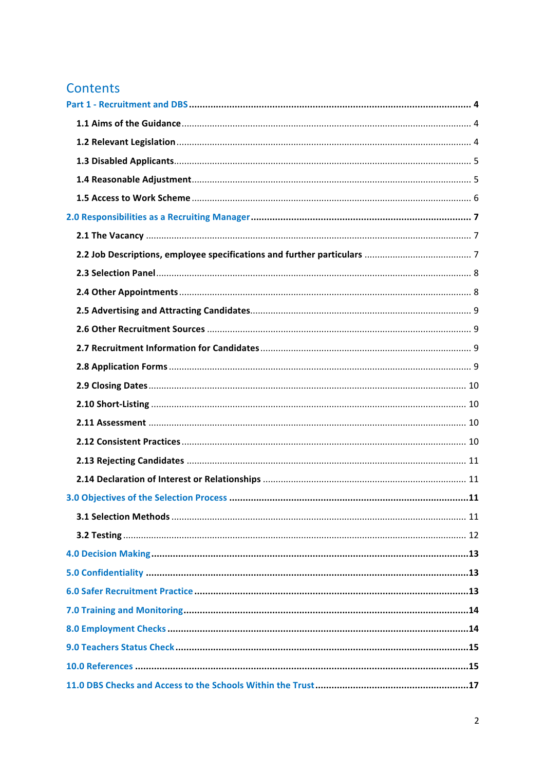# Contents

**Part 1 - Recruitment and DBS** .... **4**

- **1.1 Aims of the Guidance** .... 4
- **1.2 Relevant Legislation** .... 4
- **1.3 Disabled Applicants** .... 5
- **1.4 Reasonable Adjustment** .... 5
- **1.5 Access to Work Scheme** .... 6

**2.0 Responsibilities as a Recruiting Manager** .... **7**

- **2.1 The Vacancy** .... 7
- **2.2 Job Descriptions, employee specifications and further particulars** .... 7
- **2.3 Selection Panel** .... 8
- **2.4 Other Appointments** .... 8
- **2.5 Advertising and Attracting Candidates** .... 9
- **2.6 Other Recruitment Sources** .... 9
- **2.7 Recruitment Information for Candidates** .... 9
- **2.8 Application Forms** .... 9
- **2.9 Closing Dates** .... 10
- **2.10 Short-Listing** .... 10
- **2.11 Assessment** .... 10
- **2.12 Consistent Practices** .... 10
- **2.13 Rejecting Candidates** .... 11
- **2.14 Declaration of Interest or Relationships** .... 11

**3.0 Objectives of the Selection Process** .... **11**

- **3.1 Selection Methods** .... 11
- **3.2 Testing** .... 12

**4.0 Decision Making** .... **13**

**5.0 Confidentiality** .... **13**

**6.0 Safer Recruitment Practice** .... **13**

**7.0 Training and Monitoring** .... **14**

**8.0 Employment Checks** .... **14**

**9.0 Teachers Status Check** .... **15**

**10.0 References** .... **15**

**11.0 DBS Checks and Access to the Schools Within the Trust** .... **17**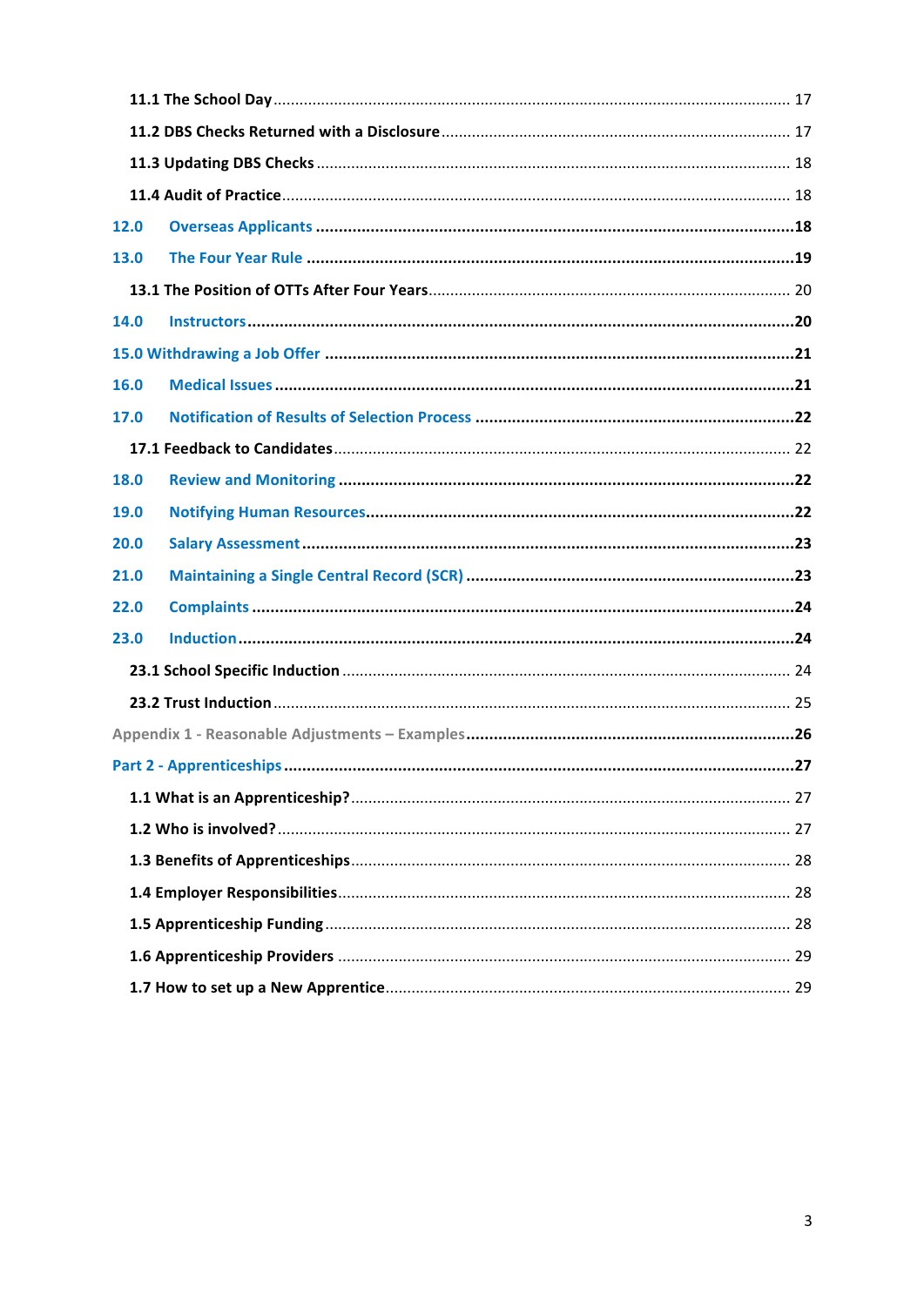11.1 The School Day ..................................................................................................... 17

11.2 DBS Checks Returned with a Disclosure ............................................................. 17

11.3 Updating DBS Checks ........................................................................................... 18

11.4 Audit of Practice ................................................................................................... 18

12.0 Overseas Applicants ...........................................................................................18

13.0 The Four Year Rule ..............................................................................................19

13.1 The Position of OTTs After Four Years .................................................................. 20

14.0 Instructors ............................................................................................................20

15.0 Withdrawing a Job Offer ......................................................................................21

16.0 Medical Issues ......................................................................................................21

17.0 Notification of Results of Selection Process .......................................................22

17.1 Feedback to Candidates ........................................................................................ 22

18.0 Review and Monitoring ........................................................................................22

19.0 Notifying Human Resources..................................................................................22

20.0 Salary Assessment ................................................................................................23

21.0 Maintaining a Single Central Record (SCR) ..........................................................23

22.0 Complaints ............................................................................................................24

23.0 Induction ...............................................................................................................24

23.1 School Specific Induction ....................................................................................... 24

23.2 Trust Induction ....................................................................................................... 25

Appendix 1 - Reasonable Adjustments – Examples..........................................................26

Part 2 - Apprenticeships ......................................................................................................27

1.1 What is an Apprenticeship? ..................................................................................... 27

1.2 Who is involved? ...................................................................................................... 27

1.3 Benefits of Apprenticeships ..................................................................................... 28

1.4 Employer Responsibilities ......................................................................................... 28

1.5 Apprenticeship Funding ............................................................................................ 28

1.6 Apprenticeship Providers ......................................................................................... 29

1.7 How to set up a New Apprentice .............................................................................. 29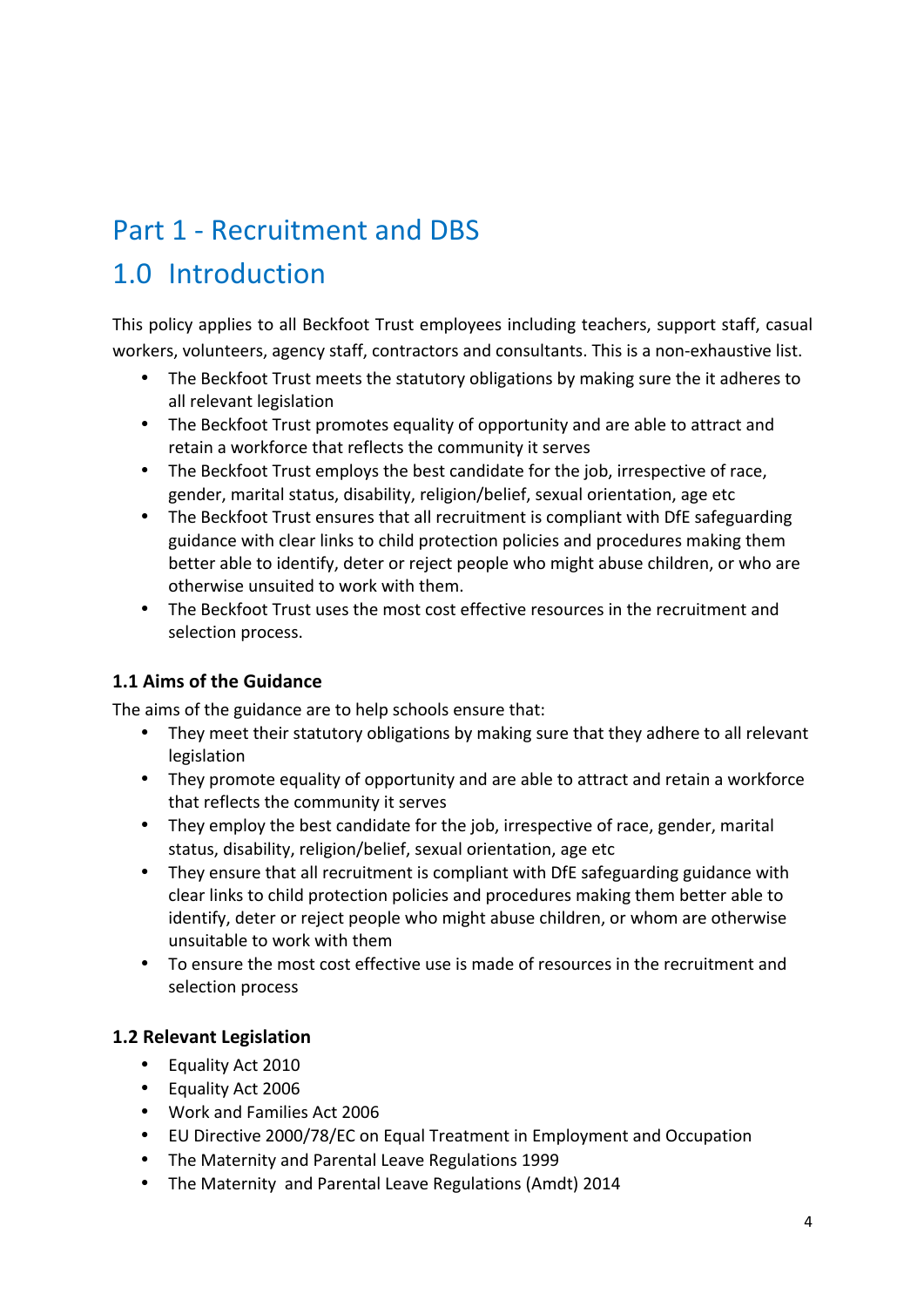# Part 1 - Recruitment and DBS

# 1.0 Introduction

This policy applies to all Beckfoot Trust employees including teachers, support staff, casual workers, volunteers, agency staff, contractors and consultants. This is a non-exhaustive list.

- The Beckfoot Trust meets the statutory obligations by making sure the it adheres to all relevant legislation
- The Beckfoot Trust promotes equality of opportunity and are able to attract and retain a workforce that reflects the community it serves
- The Beckfoot Trust employs the best candidate for the job, irrespective of race, gender, marital status, disability, religion/belief, sexual orientation, age etc
- The Beckfoot Trust ensures that all recruitment is compliant with DfE safeguarding guidance with clear links to child protection policies and procedures making them better able to identify, deter or reject people who might abuse children, or who are otherwise unsuited to work with them.
- The Beckfoot Trust uses the most cost effective resources in the recruitment and selection process.

### 1.1 Aims of the Guidance

The aims of the guidance are to help schools ensure that:

- They meet their statutory obligations by making sure that they adhere to all relevant legislation
- They promote equality of opportunity and are able to attract and retain a workforce that reflects the community it serves
- They employ the best candidate for the job, irrespective of race, gender, marital status, disability, religion/belief, sexual orientation, age etc
- They ensure that all recruitment is compliant with DfE safeguarding guidance with clear links to child protection policies and procedures making them better able to identify, deter or reject people who might abuse children, or whom are otherwise unsuitable to work with them
- To ensure the most cost effective use is made of resources in the recruitment and selection process

### 1.2 Relevant Legislation

- Equality Act 2010
- Equality Act 2006
- Work and Families Act 2006
- EU Directive 2000/78/EC on Equal Treatment in Employment and Occupation
- The Maternity and Parental Leave Regulations 1999
- The Maternity and Parental Leave Regulations (Amdt) 2014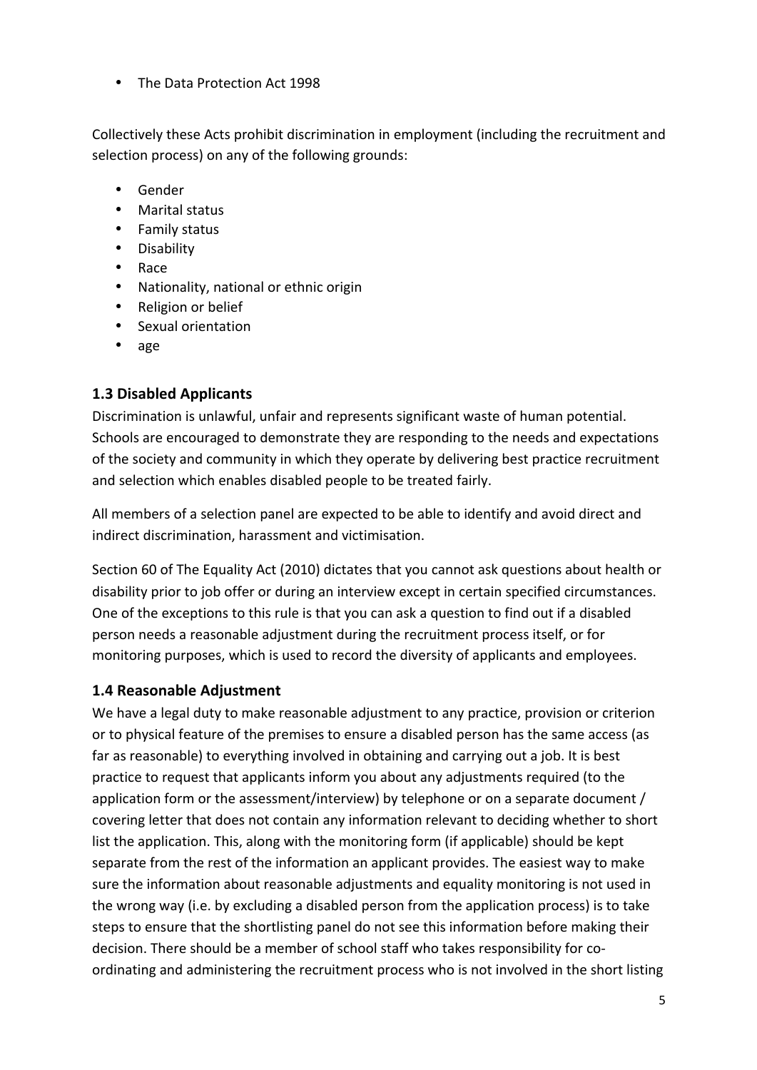- The Data Protection Act 1998

Collectively these Acts prohibit discrimination in employment (including the recruitment and selection process) on any of the following grounds:

- Gender
- Marital status
- Family status
- Disability
- Race
- Nationality, national or ethnic origin
- Religion or belief
- Sexual orientation
- age

### 1.3 Disabled Applicants

Discrimination is unlawful, unfair and represents significant waste of human potential. Schools are encouraged to demonstrate they are responding to the needs and expectations of the society and community in which they operate by delivering best practice recruitment and selection which enables disabled people to be treated fairly.

All members of a selection panel are expected to be able to identify and avoid direct and indirect discrimination, harassment and victimisation.

Section 60 of The Equality Act (2010) dictates that you cannot ask questions about health or disability prior to job offer or during an interview except in certain specified circumstances. One of the exceptions to this rule is that you can ask a question to find out if a disabled person needs a reasonable adjustment during the recruitment process itself, or for monitoring purposes, which is used to record the diversity of applicants and employees.

### 1.4 Reasonable Adjustment

We have a legal duty to make reasonable adjustment to any practice, provision or criterion or to physical feature of the premises to ensure a disabled person has the same access (as far as reasonable) to everything involved in obtaining and carrying out a job. It is best practice to request that applicants inform you about any adjustments required (to the application form or the assessment/interview) by telephone or on a separate document / covering letter that does not contain any information relevant to deciding whether to short list the application. This, along with the monitoring form (if applicable) should be kept separate from the rest of the information an applicant provides. The easiest way to make sure the information about reasonable adjustments and equality monitoring is not used in the wrong way (i.e. by excluding a disabled person from the application process) is to take steps to ensure that the shortlisting panel do not see this information before making their decision. There should be a member of school staff who takes responsibility for co-ordinating and administering the recruitment process who is not involved in the short listing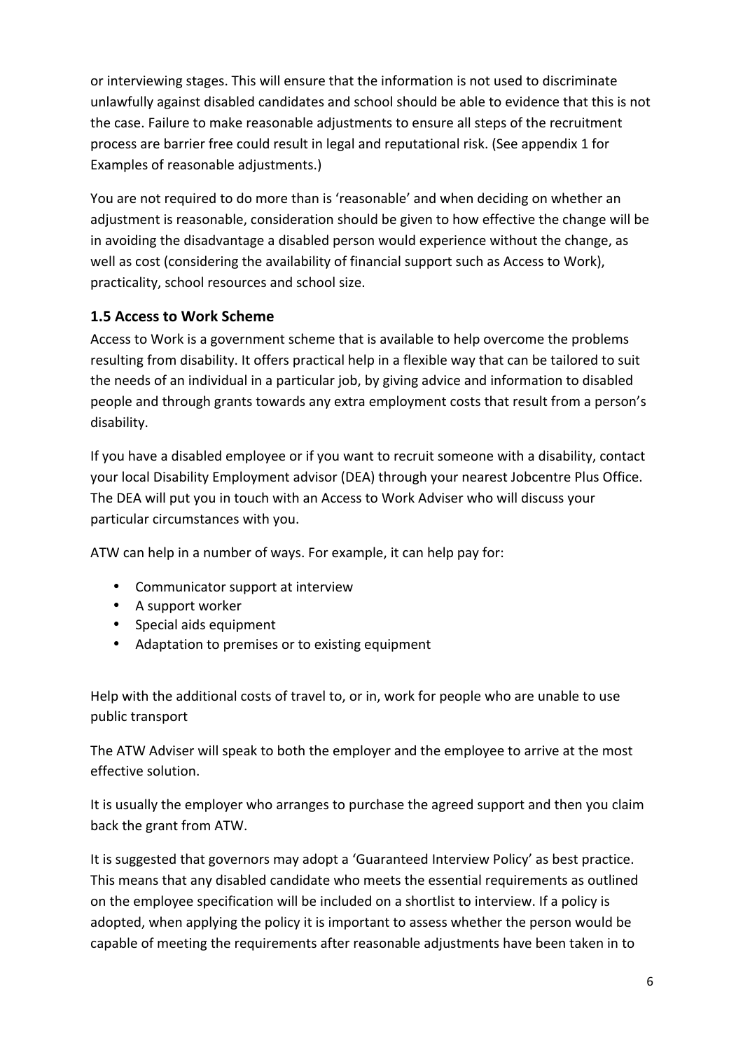or interviewing stages. This will ensure that the information is not used to discriminate unlawfully against disabled candidates and school should be able to evidence that this is not the case. Failure to make reasonable adjustments to ensure all steps of the recruitment process are barrier free could result in legal and reputational risk. (See appendix 1 for Examples of reasonable adjustments.)

You are not required to do more than is 'reasonable' and when deciding on whether an adjustment is reasonable, consideration should be given to how effective the change will be in avoiding the disadvantage a disabled person would experience without the change, as well as cost (considering the availability of financial support such as Access to Work), practicality, school resources and school size.

### 1.5 Access to Work Scheme

Access to Work is a government scheme that is available to help overcome the problems resulting from disability. It offers practical help in a flexible way that can be tailored to suit the needs of an individual in a particular job, by giving advice and information to disabled people and through grants towards any extra employment costs that result from a person's disability.

If you have a disabled employee or if you want to recruit someone with a disability, contact your local Disability Employment advisor (DEA) through your nearest Jobcentre Plus Office. The DEA will put you in touch with an Access to Work Adviser who will discuss your particular circumstances with you.

ATW can help in a number of ways. For example, it can help pay for:

- Communicator support at interview
- A support worker
- Special aids equipment
- Adaptation to premises or to existing equipment

Help with the additional costs of travel to, or in, work for people who are unable to use public transport

The ATW Adviser will speak to both the employer and the employee to arrive at the most effective solution.

It is usually the employer who arranges to purchase the agreed support and then you claim back the grant from ATW.

It is suggested that governors may adopt a 'Guaranteed Interview Policy' as best practice. This means that any disabled candidate who meets the essential requirements as outlined on the employee specification will be included on a shortlist to interview. If a policy is adopted, when applying the policy it is important to assess whether the person would be capable of meeting the requirements after reasonable adjustments have been taken in to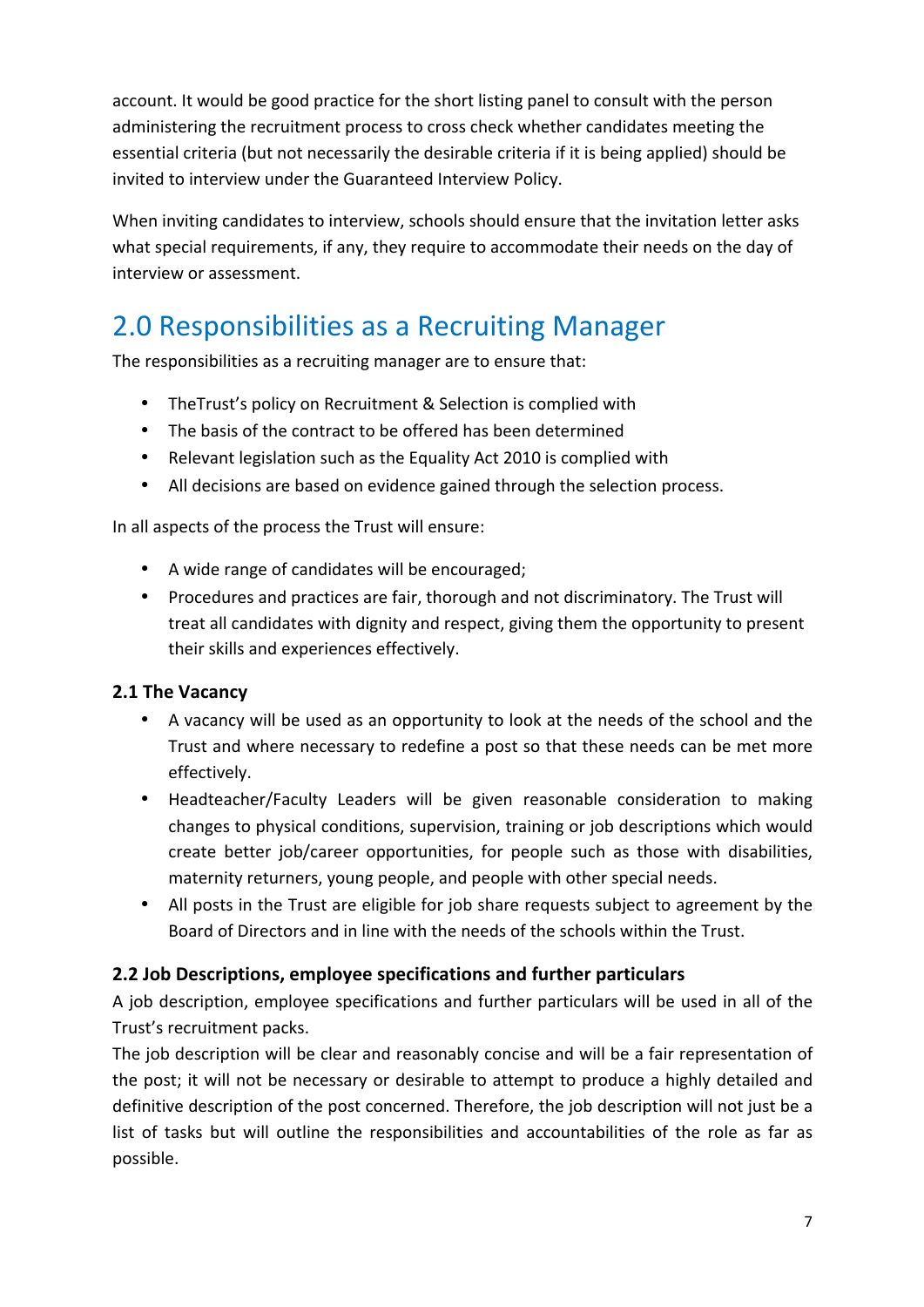account. It would be good practice for the short listing panel to consult with the person administering the recruitment process to cross check whether candidates meeting the essential criteria (but not necessarily the desirable criteria if it is being applied) should be invited to interview under the Guaranteed Interview Policy.

When inviting candidates to interview, schools should ensure that the invitation letter asks what special requirements, if any, they require to accommodate their needs on the day of interview or assessment.

# 2.0 Responsibilities as a Recruiting Manager

The responsibilities as a recruiting manager are to ensure that:

- TheTrust's policy on Recruitment & Selection is complied with
- The basis of the contract to be offered has been determined
- Relevant legislation such as the Equality Act 2010 is complied with
- All decisions are based on evidence gained through the selection process.

In all aspects of the process the Trust will ensure:

- A wide range of candidates will be encouraged;
- Procedures and practices are fair, thorough and not discriminatory. The Trust will treat all candidates with dignity and respect, giving them the opportunity to present their skills and experiences effectively.

### 2.1 The Vacancy

- A vacancy will be used as an opportunity to look at the needs of the school and the Trust and where necessary to redefine a post so that these needs can be met more effectively.
- Headteacher/Faculty Leaders will be given reasonable consideration to making changes to physical conditions, supervision, training or job descriptions which would create better job/career opportunities, for people such as those with disabilities, maternity returners, young people, and people with other special needs.
- All posts in the Trust are eligible for job share requests subject to agreement by the Board of Directors and in line with the needs of the schools within the Trust.

### 2.2 Job Descriptions, employee specifications and further particulars

A job description, employee specifications and further particulars will be used in all of the Trust's recruitment packs.

The job description will be clear and reasonably concise and will be a fair representation of the post; it will not be necessary or desirable to attempt to produce a highly detailed and definitive description of the post concerned. Therefore, the job description will not just be a list of tasks but will outline the responsibilities and accountabilities of the role as far as possible.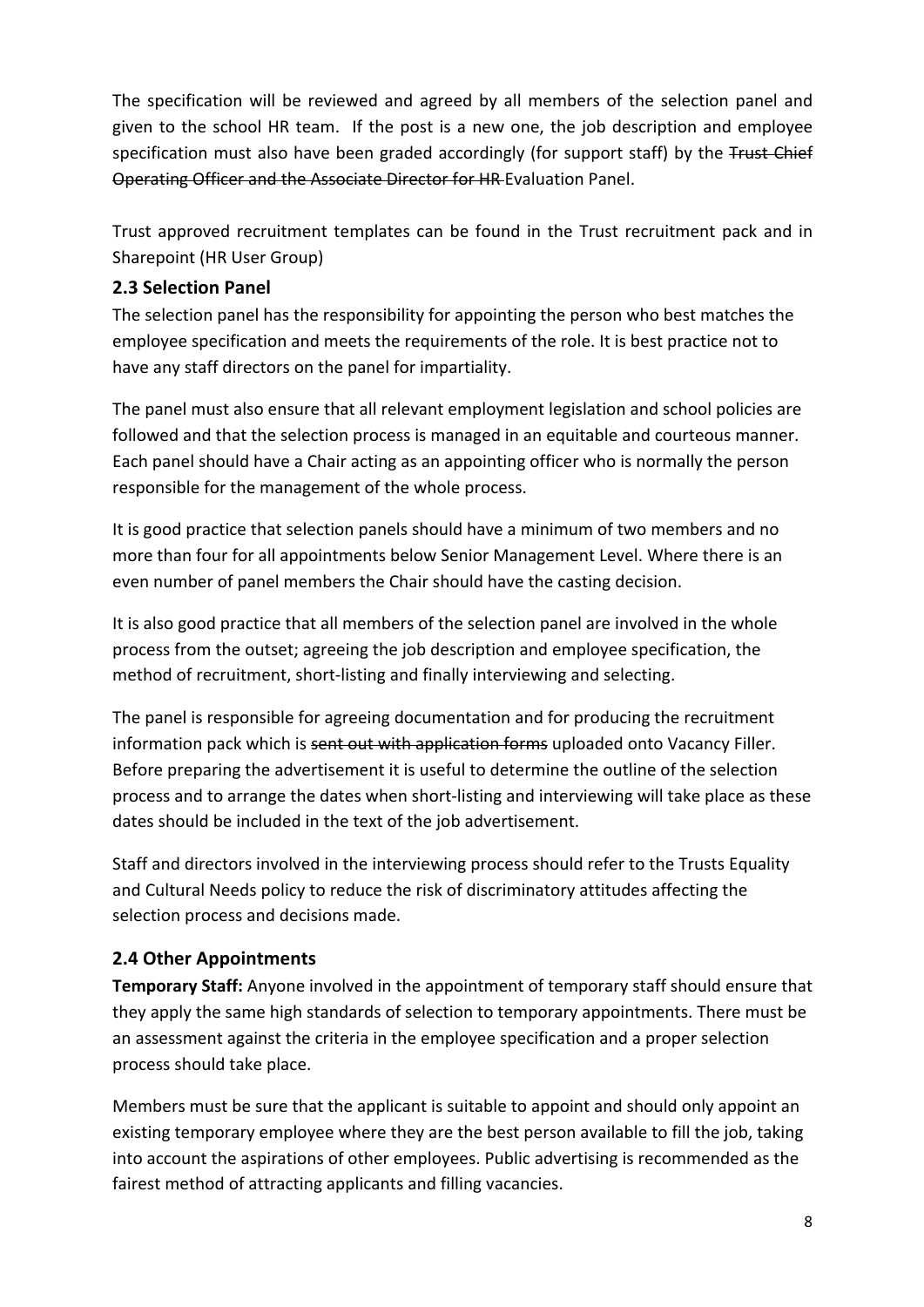The specification will be reviewed and agreed by all members of the selection panel and given to the school HR team. If the post is a new one, the job description and employee specification must also have been graded accordingly (for support staff) by the ~~Trust Chief Operating Officer and the Associate Director for HR~~ Evaluation Panel.

Trust approved recruitment templates can be found in the Trust recruitment pack and in Sharepoint (HR User Group)

### 2.3 Selection Panel

The selection panel has the responsibility for appointing the person who best matches the employee specification and meets the requirements of the role. It is best practice not to have any staff directors on the panel for impartiality.

The panel must also ensure that all relevant employment legislation and school policies are followed and that the selection process is managed in an equitable and courteous manner. Each panel should have a Chair acting as an appointing officer who is normally the person responsible for the management of the whole process.

It is good practice that selection panels should have a minimum of two members and no more than four for all appointments below Senior Management Level. Where there is an even number of panel members the Chair should have the casting decision.

It is also good practice that all members of the selection panel are involved in the whole process from the outset; agreeing the job description and employee specification, the method of recruitment, short-listing and finally interviewing and selecting.

The panel is responsible for agreeing documentation and for producing the recruitment information pack which is ~~sent out with application forms~~ uploaded onto Vacancy Filler. Before preparing the advertisement it is useful to determine the outline of the selection process and to arrange the dates when short-listing and interviewing will take place as these dates should be included in the text of the job advertisement.

Staff and directors involved in the interviewing process should refer to the Trusts Equality and Cultural Needs policy to reduce the risk of discriminatory attitudes affecting the selection process and decisions made.

### 2.4 Other Appointments

**Temporary Staff:** Anyone involved in the appointment of temporary staff should ensure that they apply the same high standards of selection to temporary appointments. There must be an assessment against the criteria in the employee specification and a proper selection process should take place.

Members must be sure that the applicant is suitable to appoint and should only appoint an existing temporary employee where they are the best person available to fill the job, taking into account the aspirations of other employees. Public advertising is recommended as the fairest method of attracting applicants and filling vacancies.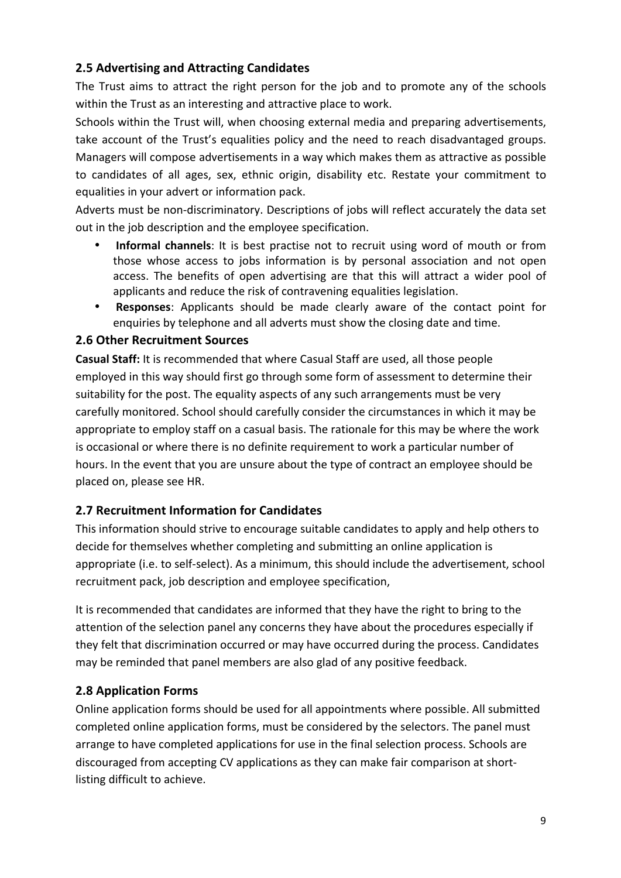### 2.5 Advertising and Attracting Candidates

The Trust aims to attract the right person for the job and to promote any of the schools within the Trust as an interesting and attractive place to work.

Schools within the Trust will, when choosing external media and preparing advertisements, take account of the Trust's equalities policy and the need to reach disadvantaged groups. Managers will compose advertisements in a way which makes them as attractive as possible to candidates of all ages, sex, ethnic origin, disability etc. Restate your commitment to equalities in your advert or information pack.

Adverts must be non-discriminatory. Descriptions of jobs will reflect accurately the data set out in the job description and the employee specification.

- **Informal channels**: It is best practise not to recruit using word of mouth or from those whose access to jobs information is by personal association and not open access. The benefits of open advertising are that this will attract a wider pool of applicants and reduce the risk of contravening equalities legislation.
- **Responses**: Applicants should be made clearly aware of the contact point for enquiries by telephone and all adverts must show the closing date and time.

### 2.6 Other Recruitment Sources

**Casual Staff:** It is recommended that where Casual Staff are used, all those people employed in this way should first go through some form of assessment to determine their suitability for the post. The equality aspects of any such arrangements must be very carefully monitored. School should carefully consider the circumstances in which it may be appropriate to employ staff on a casual basis. The rationale for this may be where the work is occasional or where there is no definite requirement to work a particular number of hours. In the event that you are unsure about the type of contract an employee should be placed on, please see HR.

### 2.7 Recruitment Information for Candidates

This information should strive to encourage suitable candidates to apply and help others to decide for themselves whether completing and submitting an online application is appropriate (i.e. to self-select). As a minimum, this should include the advertisement, school recruitment pack, job description and employee specification,

It is recommended that candidates are informed that they have the right to bring to the attention of the selection panel any concerns they have about the procedures especially if they felt that discrimination occurred or may have occurred during the process. Candidates may be reminded that panel members are also glad of any positive feedback.

### 2.8 Application Forms

Online application forms should be used for all appointments where possible. All submitted completed online application forms, must be considered by the selectors. The panel must arrange to have completed applications for use in the final selection process. Schools are discouraged from accepting CV applications as they can make fair comparison at short-listing difficult to achieve.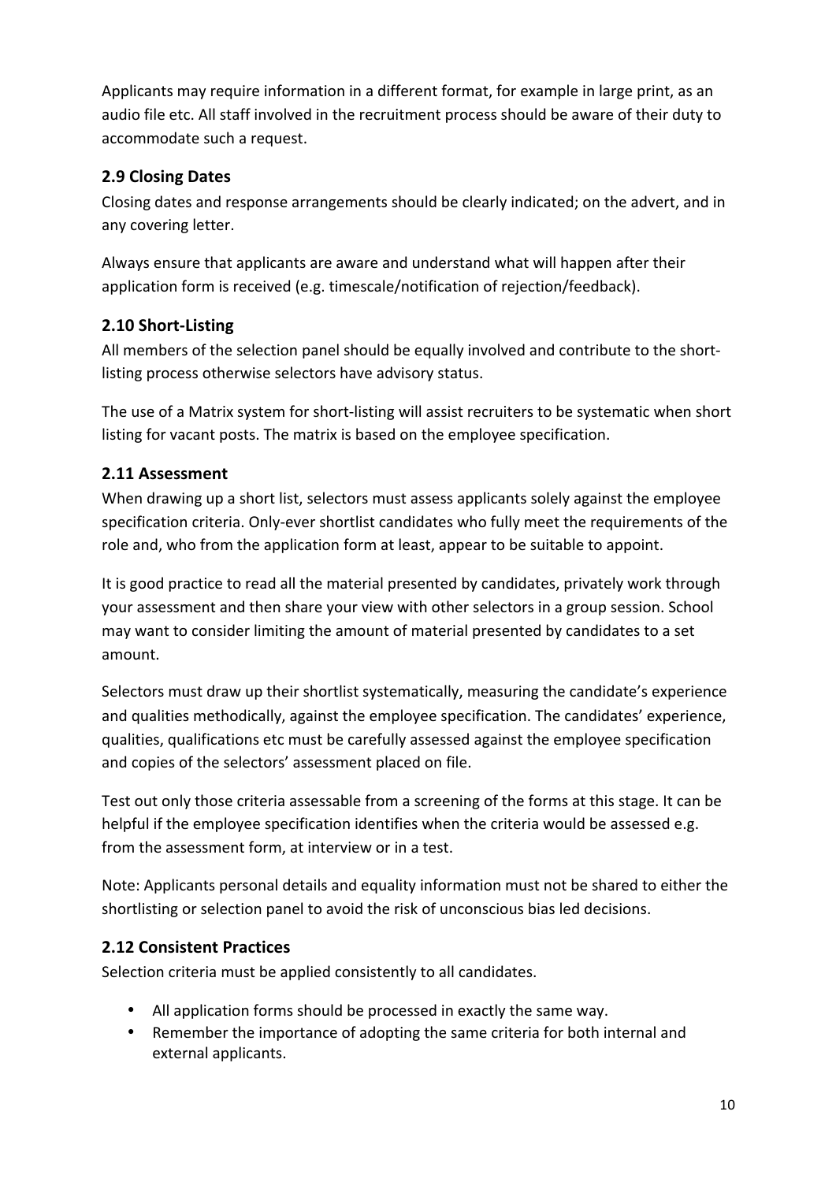Applicants may require information in a different format, for example in large print, as an audio file etc. All staff involved in the recruitment process should be aware of their duty to accommodate such a request.

### 2.9 Closing Dates

Closing dates and response arrangements should be clearly indicated; on the advert, and in any covering letter.

Always ensure that applicants are aware and understand what will happen after their application form is received (e.g. timescale/notification of rejection/feedback).

### 2.10 Short-Listing

All members of the selection panel should be equally involved and contribute to the short-listing process otherwise selectors have advisory status.

The use of a Matrix system for short-listing will assist recruiters to be systematic when short listing for vacant posts. The matrix is based on the employee specification.

### 2.11 Assessment

When drawing up a short list, selectors must assess applicants solely against the employee specification criteria. Only-ever shortlist candidates who fully meet the requirements of the role and, who from the application form at least, appear to be suitable to appoint.

It is good practice to read all the material presented by candidates, privately work through your assessment and then share your view with other selectors in a group session. School may want to consider limiting the amount of material presented by candidates to a set amount.

Selectors must draw up their shortlist systematically, measuring the candidate's experience and qualities methodically, against the employee specification. The candidates' experience, qualities, qualifications etc must be carefully assessed against the employee specification and copies of the selectors' assessment placed on file.

Test out only those criteria assessable from a screening of the forms at this stage. It can be helpful if the employee specification identifies when the criteria would be assessed e.g. from the assessment form, at interview or in a test.

Note: Applicants personal details and equality information must not be shared to either the shortlisting or selection panel to avoid the risk of unconscious bias led decisions.

### 2.12 Consistent Practices

Selection criteria must be applied consistently to all candidates.

- All application forms should be processed in exactly the same way.
- Remember the importance of adopting the same criteria for both internal and external applicants.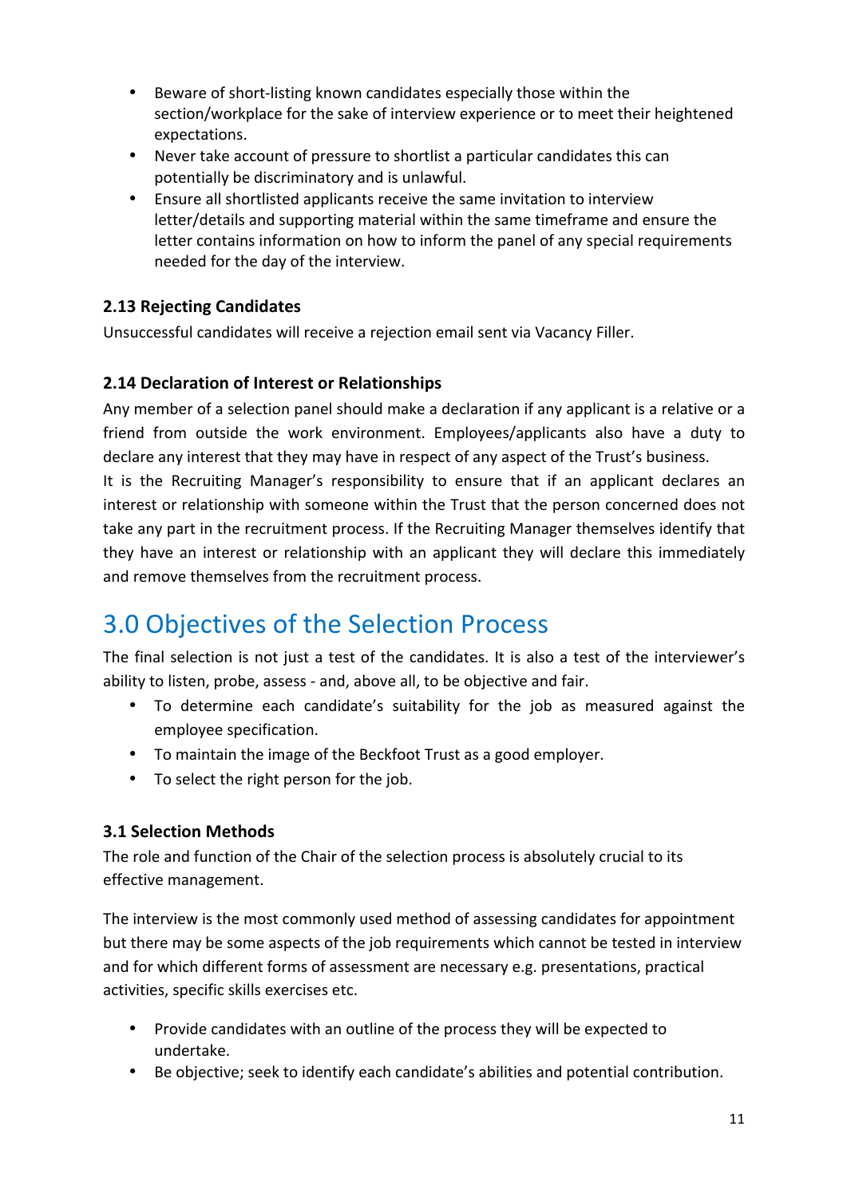- Beware of short-listing known candidates especially those within the section/workplace for the sake of interview experience or to meet their heightened expectations.
- Never take account of pressure to shortlist a particular candidates this can potentially be discriminatory and is unlawful.
- Ensure all shortlisted applicants receive the same invitation to interview letter/details and supporting material within the same timeframe and ensure the letter contains information on how to inform the panel of any special requirements needed for the day of the interview.

### 2.13 Rejecting Candidates

Unsuccessful candidates will receive a rejection email sent via Vacancy Filler.

### 2.14 Declaration of Interest or Relationships

Any member of a selection panel should make a declaration if any applicant is a relative or a friend from outside the work environment. Employees/applicants also have a duty to declare any interest that they may have in respect of any aspect of the Trust's business.
It is the Recruiting Manager's responsibility to ensure that if an applicant declares an interest or relationship with someone within the Trust that the person concerned does not take any part in the recruitment process. If the Recruiting Manager themselves identify that they have an interest or relationship with an applicant they will declare this immediately and remove themselves from the recruitment process.

## 3.0 Objectives of the Selection Process

The final selection is not just a test of the candidates. It is also a test of the interviewer's ability to listen, probe, assess - and, above all, to be objective and fair.

- To determine each candidate's suitability for the job as measured against the employee specification.
- To maintain the image of the Beckfoot Trust as a good employer.
- To select the right person for the job.

### 3.1 Selection Methods

The role and function of the Chair of the selection process is absolutely crucial to its effective management.

The interview is the most commonly used method of assessing candidates for appointment but there may be some aspects of the job requirements which cannot be tested in interview and for which different forms of assessment are necessary e.g. presentations, practical activities, specific skills exercises etc.

- Provide candidates with an outline of the process they will be expected to undertake.
- Be objective; seek to identify each candidate's abilities and potential contribution.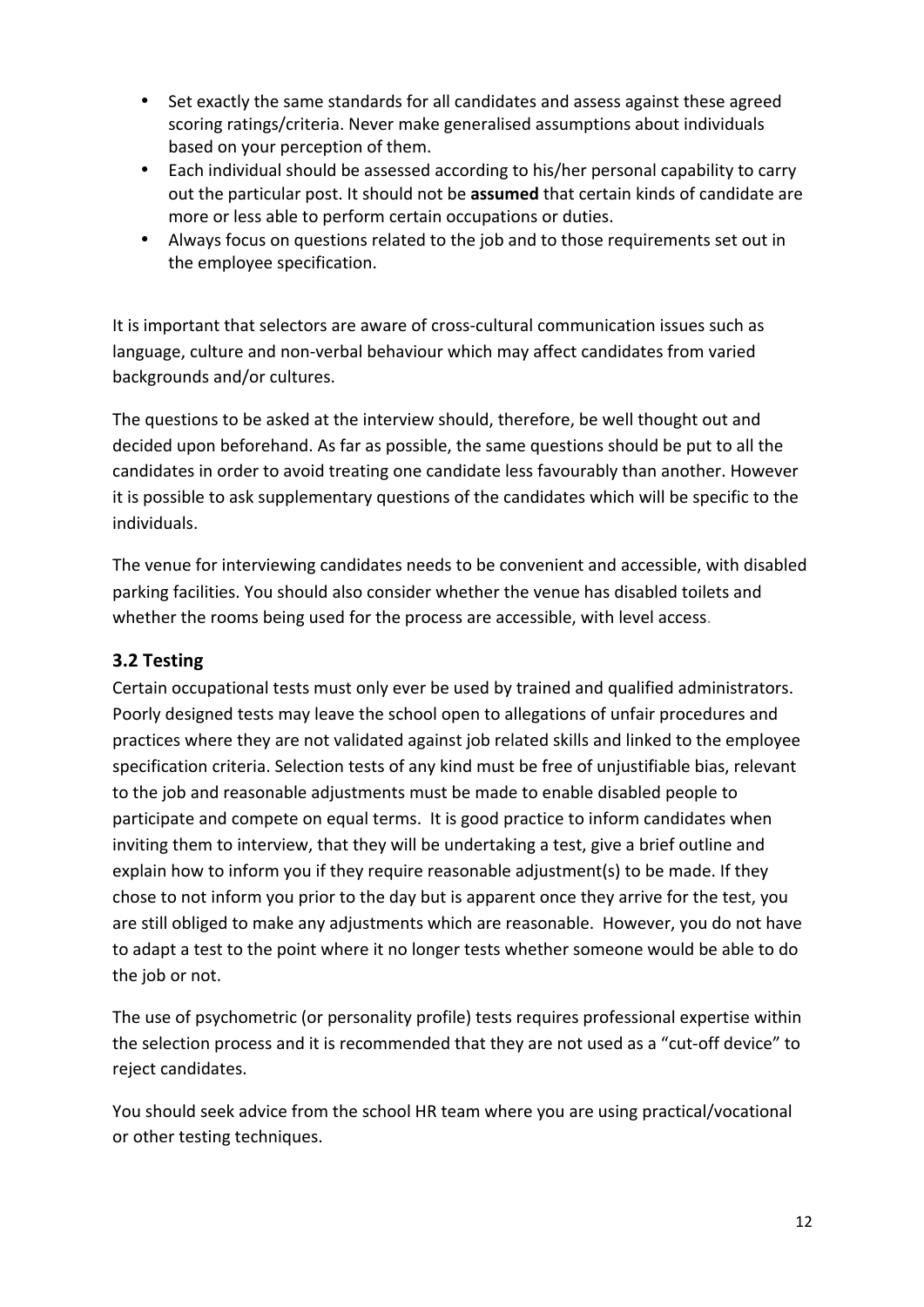- Set exactly the same standards for all candidates and assess against these agreed scoring ratings/criteria. Never make generalised assumptions about individuals based on your perception of them.
- Each individual should be assessed according to his/her personal capability to carry out the particular post. It should not be **assumed** that certain kinds of candidate are more or less able to perform certain occupations or duties.
- Always focus on questions related to the job and to those requirements set out in the employee specification.

It is important that selectors are aware of cross-cultural communication issues such as language, culture and non-verbal behaviour which may affect candidates from varied backgrounds and/or cultures.

The questions to be asked at the interview should, therefore, be well thought out and decided upon beforehand. As far as possible, the same questions should be put to all the candidates in order to avoid treating one candidate less favourably than another. However it is possible to ask supplementary questions of the candidates which will be specific to the individuals.

The venue for interviewing candidates needs to be convenient and accessible, with disabled parking facilities. You should also consider whether the venue has disabled toilets and whether the rooms being used for the process are accessible, with level access.

### 3.2 Testing

Certain occupational tests must only ever be used by trained and qualified administrators. Poorly designed tests may leave the school open to allegations of unfair procedures and practices where they are not validated against job related skills and linked to the employee specification criteria. Selection tests of any kind must be free of unjustifiable bias, relevant to the job and reasonable adjustments must be made to enable disabled people to participate and compete on equal terms. It is good practice to inform candidates when inviting them to interview, that they will be undertaking a test, give a brief outline and explain how to inform you if they require reasonable adjustment(s) to be made. If they chose to not inform you prior to the day but is apparent once they arrive for the test, you are still obliged to make any adjustments which are reasonable. However, you do not have to adapt a test to the point where it no longer tests whether someone would be able to do the job or not.

The use of psychometric (or personality profile) tests requires professional expertise within the selection process and it is recommended that they are not used as a "cut-off device" to reject candidates.

You should seek advice from the school HR team where you are using practical/vocational or other testing techniques.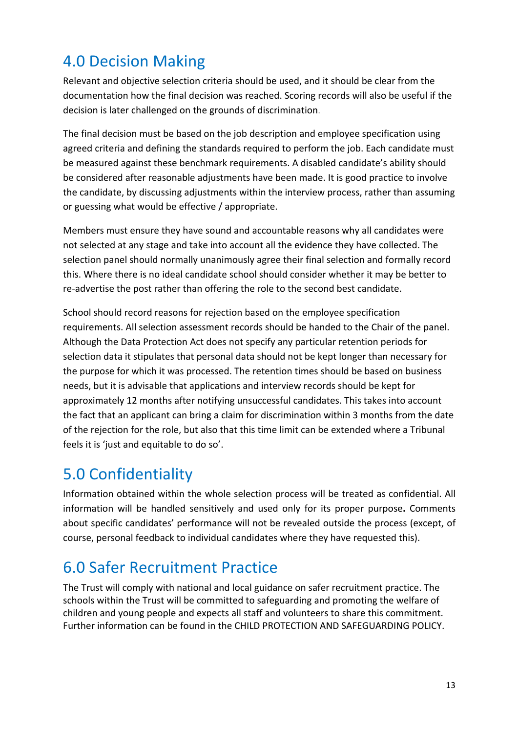## 4.0 Decision Making

Relevant and objective selection criteria should be used, and it should be clear from the documentation how the final decision was reached. Scoring records will also be useful if the decision is later challenged on the grounds of discrimination.

The final decision must be based on the job description and employee specification using agreed criteria and defining the standards required to perform the job. Each candidate must be measured against these benchmark requirements. A disabled candidate's ability should be considered after reasonable adjustments have been made. It is good practice to involve the candidate, by discussing adjustments within the interview process, rather than assuming or guessing what would be effective / appropriate.

Members must ensure they have sound and accountable reasons why all candidates were not selected at any stage and take into account all the evidence they have collected. The selection panel should normally unanimously agree their final selection and formally record this. Where there is no ideal candidate school should consider whether it may be better to re-advertise the post rather than offering the role to the second best candidate.

School should record reasons for rejection based on the employee specification requirements. All selection assessment records should be handed to the Chair of the panel. Although the Data Protection Act does not specify any particular retention periods for selection data it stipulates that personal data should not be kept longer than necessary for the purpose for which it was processed. The retention times should be based on business needs, but it is advisable that applications and interview records should be kept for approximately 12 months after notifying unsuccessful candidates. This takes into account the fact that an applicant can bring a claim for discrimination within 3 months from the date of the rejection for the role, but also that this time limit can be extended where a Tribunal feels it is 'just and equitable to do so'.

## 5.0 Confidentiality

Information obtained within the whole selection process will be treated as confidential. All information will be handled sensitively and used only for its proper purpose**.** Comments about specific candidates' performance will not be revealed outside the process (except, of course, personal feedback to individual candidates where they have requested this).

## 6.0 Safer Recruitment Practice

The Trust will comply with national and local guidance on safer recruitment practice. The schools within the Trust will be committed to safeguarding and promoting the welfare of children and young people and expects all staff and volunteers to share this commitment. Further information can be found in the CHILD PROTECTION AND SAFEGUARDING POLICY.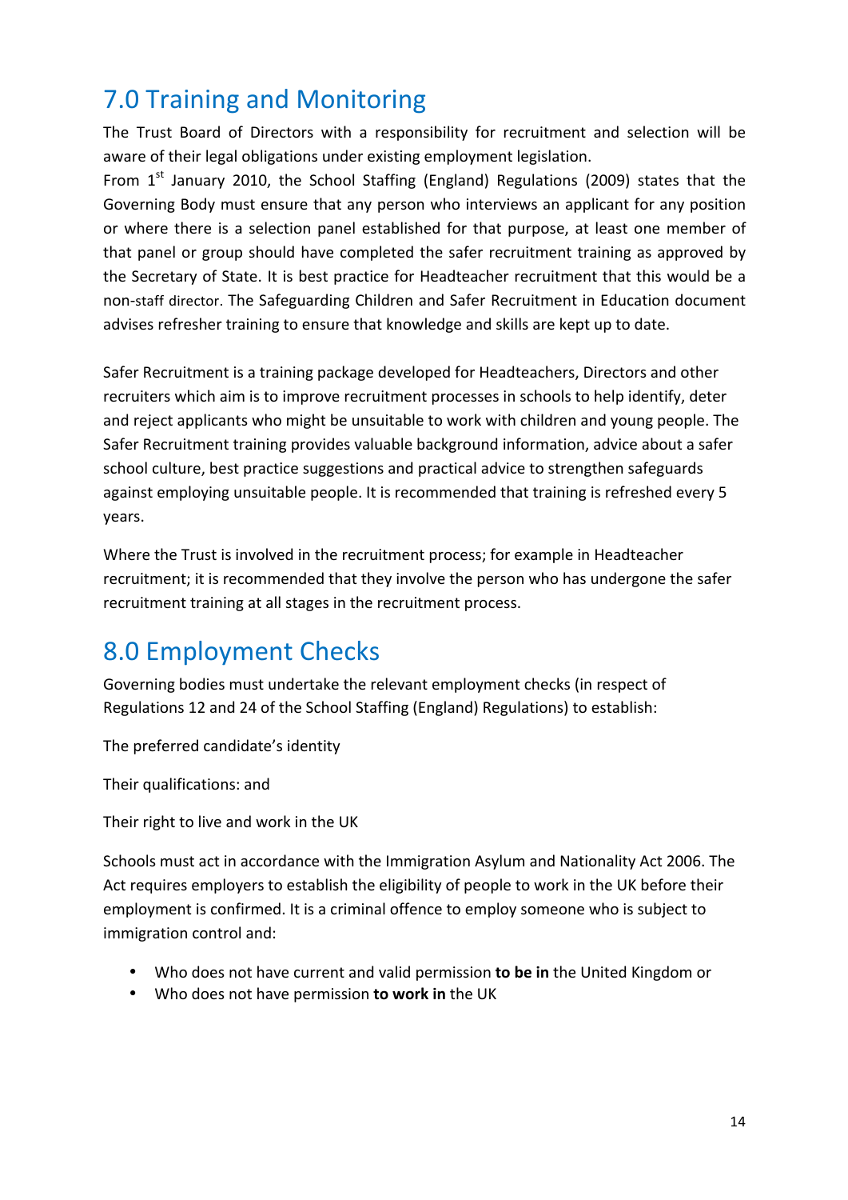## 7.0 Training and Monitoring

The Trust Board of Directors with a responsibility for recruitment and selection will be aware of their legal obligations under existing employment legislation.
From 1st January 2010, the School Staffing (England) Regulations (2009) states that the Governing Body must ensure that any person who interviews an applicant for any position or where there is a selection panel established for that purpose, at least one member of that panel or group should have completed the safer recruitment training as approved by the Secretary of State. It is best practice for Headteacher recruitment that this would be a non-staff director. The Safeguarding Children and Safer Recruitment in Education document advises refresher training to ensure that knowledge and skills are kept up to date.

Safer Recruitment is a training package developed for Headteachers, Directors and other recruiters which aim is to improve recruitment processes in schools to help identify, deter and reject applicants who might be unsuitable to work with children and young people. The Safer Recruitment training provides valuable background information, advice about a safer school culture, best practice suggestions and practical advice to strengthen safeguards against employing unsuitable people. It is recommended that training is refreshed every 5 years.

Where the Trust is involved in the recruitment process; for example in Headteacher recruitment; it is recommended that they involve the person who has undergone the safer recruitment training at all stages in the recruitment process.

## 8.0 Employment Checks

Governing bodies must undertake the relevant employment checks (in respect of Regulations 12 and 24 of the School Staffing (England) Regulations) to establish:

The preferred candidate's identity

Their qualifications: and

Their right to live and work in the UK

Schools must act in accordance with the Immigration Asylum and Nationality Act 2006. The Act requires employers to establish the eligibility of people to work in the UK before their employment is confirmed. It is a criminal offence to employ someone who is subject to immigration control and:

- Who does not have current and valid permission **to be in** the United Kingdom or
- Who does not have permission **to work in** the UK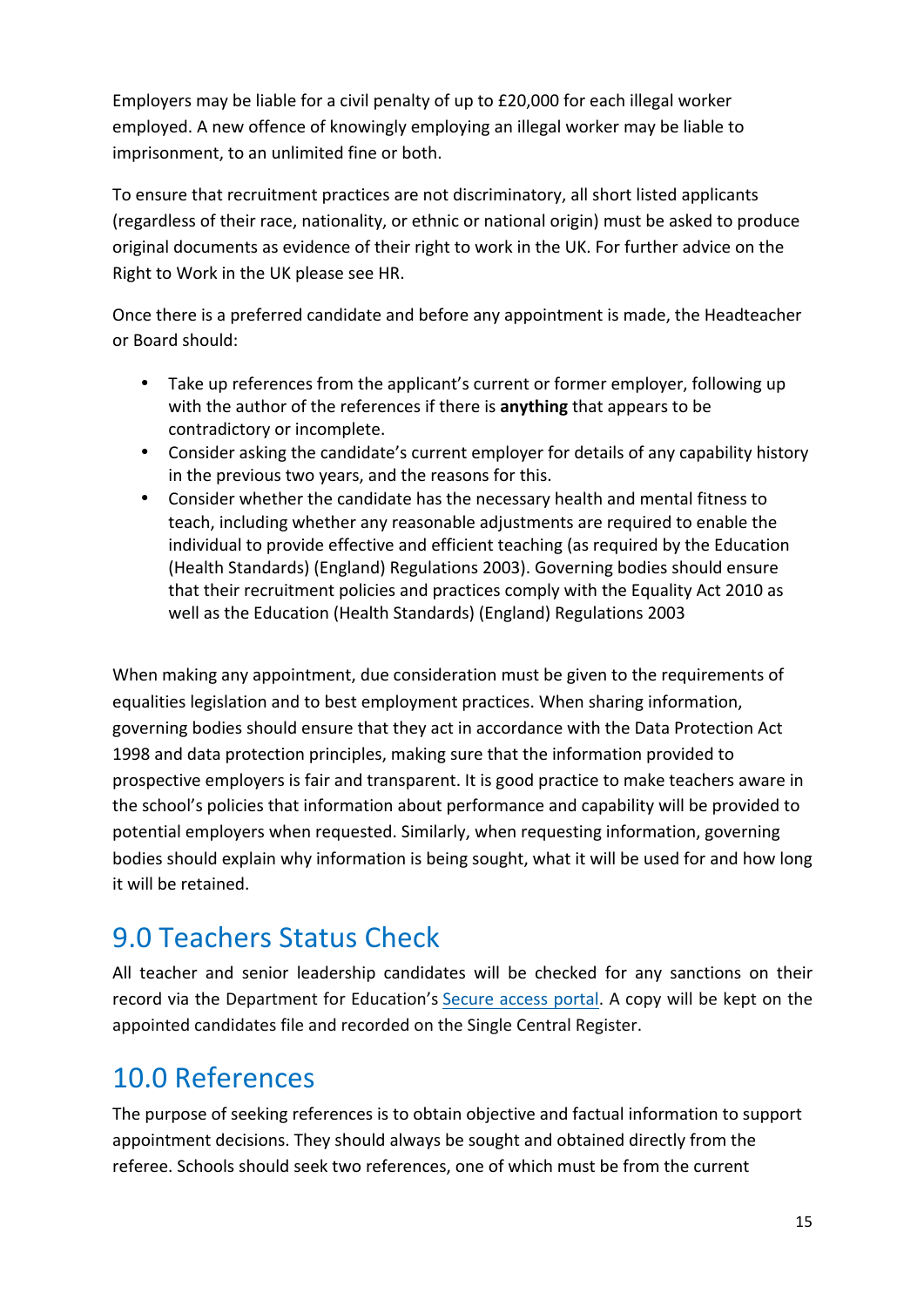Employers may be liable for a civil penalty of up to £20,000 for each illegal worker employed. A new offence of knowingly employing an illegal worker may be liable to imprisonment, to an unlimited fine or both.

To ensure that recruitment practices are not discriminatory, all short listed applicants (regardless of their race, nationality, or ethnic or national origin) must be asked to produce original documents as evidence of their right to work in the UK. For further advice on the Right to Work in the UK please see HR.

Once there is a preferred candidate and before any appointment is made, the Headteacher or Board should:

- Take up references from the applicant's current or former employer, following up with the author of the references if there is **anything** that appears to be contradictory or incomplete.
- Consider asking the candidate's current employer for details of any capability history in the previous two years, and the reasons for this.
- Consider whether the candidate has the necessary health and mental fitness to teach, including whether any reasonable adjustments are required to enable the individual to provide effective and efficient teaching (as required by the Education (Health Standards) (England) Regulations 2003). Governing bodies should ensure that their recruitment policies and practices comply with the Equality Act 2010 as well as the Education (Health Standards) (England) Regulations 2003

When making any appointment, due consideration must be given to the requirements of equalities legislation and to best employment practices. When sharing information, governing bodies should ensure that they act in accordance with the Data Protection Act 1998 and data protection principles, making sure that the information provided to prospective employers is fair and transparent. It is good practice to make teachers aware in the school's policies that information about performance and capability will be provided to potential employers when requested. Similarly, when requesting information, governing bodies should explain why information is being sought, what it will be used for and how long it will be retained.

## 9.0 Teachers Status Check

All teacher and senior leadership candidates will be checked for any sanctions on their record via the Department for Education's Secure access portal. A copy will be kept on the appointed candidates file and recorded on the Single Central Register.

## 10.0 References

The purpose of seeking references is to obtain objective and factual information to support appointment decisions. They should always be sought and obtained directly from the referee. Schools should seek two references, one of which must be from the current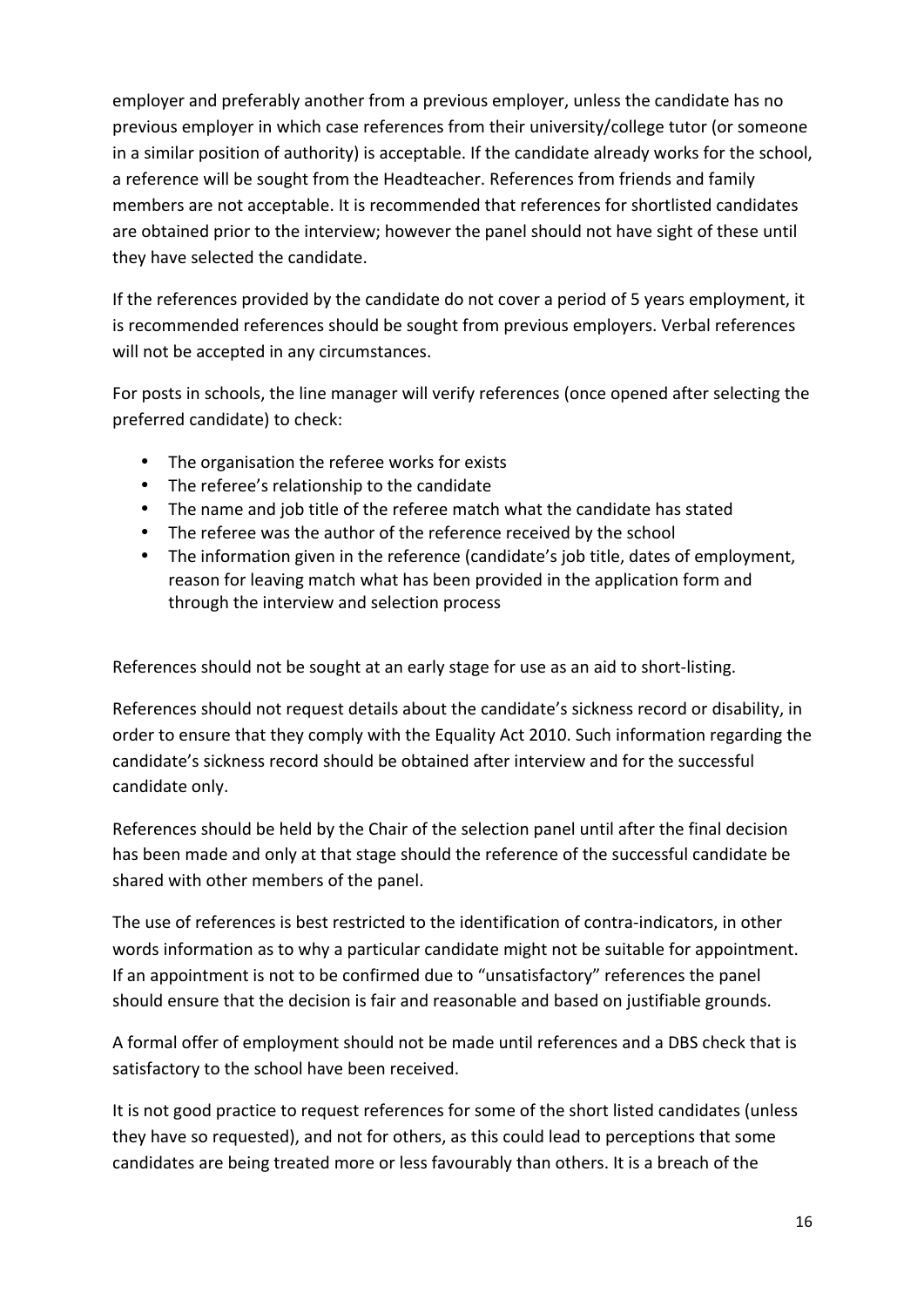employer and preferably another from a previous employer, unless the candidate has no previous employer in which case references from their university/college tutor (or someone in a similar position of authority) is acceptable. If the candidate already works for the school, a reference will be sought from the Headteacher. References from friends and family members are not acceptable. It is recommended that references for shortlisted candidates are obtained prior to the interview; however the panel should not have sight of these until they have selected the candidate.

If the references provided by the candidate do not cover a period of 5 years employment, it is recommended references should be sought from previous employers. Verbal references will not be accepted in any circumstances.

For posts in schools, the line manager will verify references (once opened after selecting the preferred candidate) to check:

- The organisation the referee works for exists
- The referee's relationship to the candidate
- The name and job title of the referee match what the candidate has stated
- The referee was the author of the reference received by the school
- The information given in the reference (candidate's job title, dates of employment, reason for leaving match what has been provided in the application form and through the interview and selection process

References should not be sought at an early stage for use as an aid to short-listing.

References should not request details about the candidate's sickness record or disability, in order to ensure that they comply with the Equality Act 2010. Such information regarding the candidate's sickness record should be obtained after interview and for the successful candidate only.

References should be held by the Chair of the selection panel until after the final decision has been made and only at that stage should the reference of the successful candidate be shared with other members of the panel.

The use of references is best restricted to the identification of contra-indicators, in other words information as to why a particular candidate might not be suitable for appointment. If an appointment is not to be confirmed due to "unsatisfactory" references the panel should ensure that the decision is fair and reasonable and based on justifiable grounds.

A formal offer of employment should not be made until references and a DBS check that is satisfactory to the school have been received.

It is not good practice to request references for some of the short listed candidates (unless they have so requested), and not for others, as this could lead to perceptions that some candidates are being treated more or less favourably than others. It is a breach of the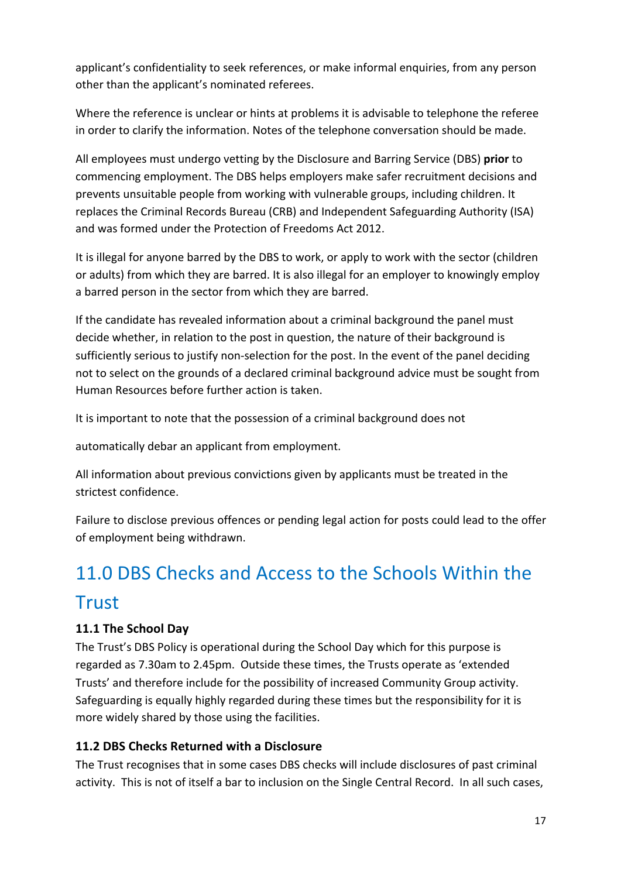applicant's confidentiality to seek references, or make informal enquiries, from any person other than the applicant's nominated referees.

Where the reference is unclear or hints at problems it is advisable to telephone the referee in order to clarify the information. Notes of the telephone conversation should be made.

All employees must undergo vetting by the Disclosure and Barring Service (DBS) **prior** to commencing employment. The DBS helps employers make safer recruitment decisions and prevents unsuitable people from working with vulnerable groups, including children. It replaces the Criminal Records Bureau (CRB) and Independent Safeguarding Authority (ISA) and was formed under the Protection of Freedoms Act 2012.

It is illegal for anyone barred by the DBS to work, or apply to work with the sector (children or adults) from which they are barred. It is also illegal for an employer to knowingly employ a barred person in the sector from which they are barred.

If the candidate has revealed information about a criminal background the panel must decide whether, in relation to the post in question, the nature of their background is sufficiently serious to justify non-selection for the post. In the event of the panel deciding not to select on the grounds of a declared criminal background advice must be sought from Human Resources before further action is taken.

It is important to note that the possession of a criminal background does not

automatically debar an applicant from employment.

All information about previous convictions given by applicants must be treated in the strictest confidence.

Failure to disclose previous offences or pending legal action for posts could lead to the offer of employment being withdrawn.

# 11.0 DBS Checks and Access to the Schools Within the Trust

### 11.1 The School Day

The Trust's DBS Policy is operational during the School Day which for this purpose is regarded as 7.30am to 2.45pm. Outside these times, the Trusts operate as 'extended Trusts' and therefore include for the possibility of increased Community Group activity. Safeguarding is equally highly regarded during these times but the responsibility for it is more widely shared by those using the facilities.

### 11.2 DBS Checks Returned with a Disclosure

The Trust recognises that in some cases DBS checks will include disclosures of past criminal activity. This is not of itself a bar to inclusion on the Single Central Record. In all such cases,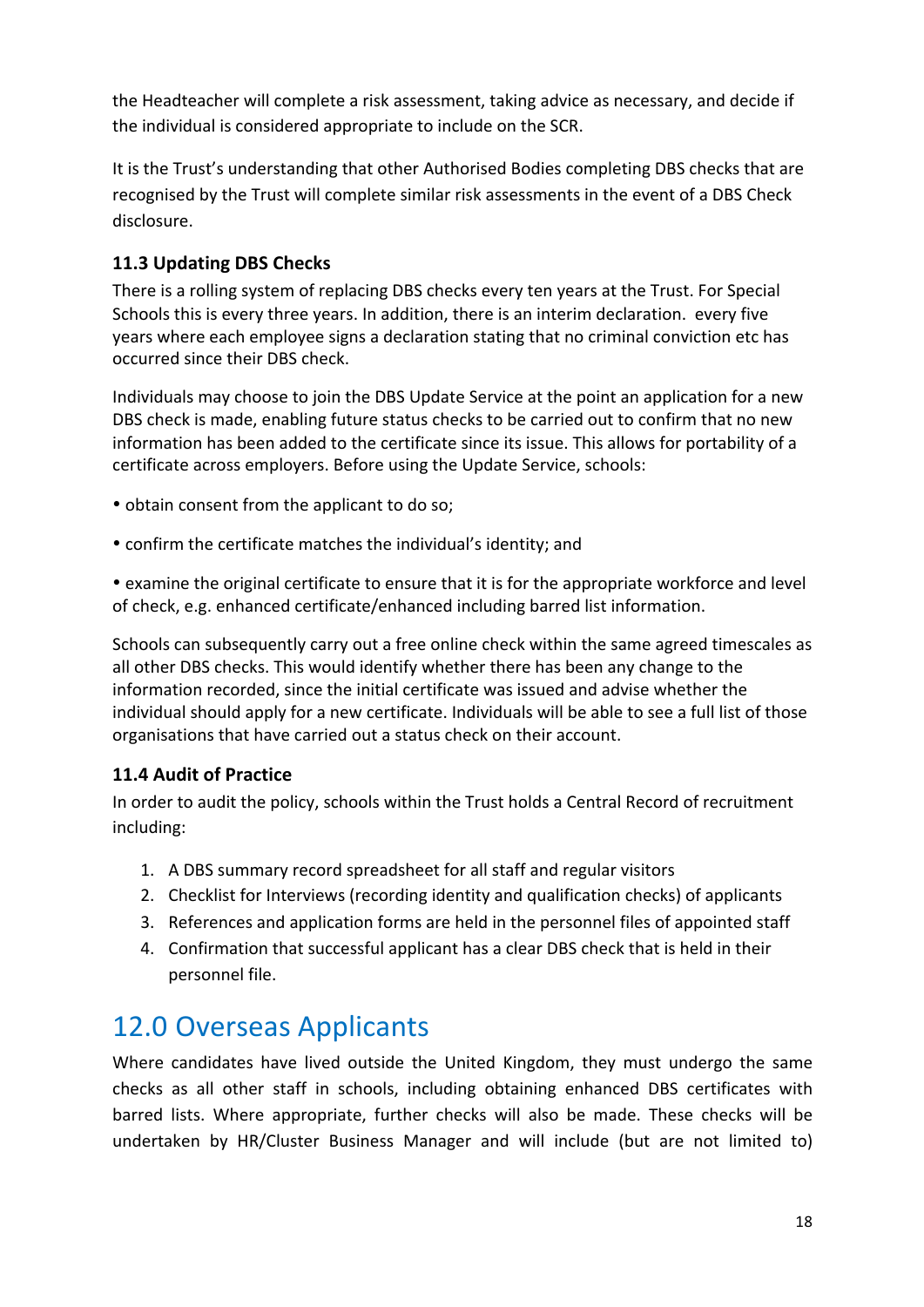the Headteacher will complete a risk assessment, taking advice as necessary, and decide if the individual is considered appropriate to include on the SCR.

It is the Trust's understanding that other Authorised Bodies completing DBS checks that are recognised by the Trust will complete similar risk assessments in the event of a DBS Check disclosure.

### 11.3 Updating DBS Checks

There is a rolling system of replacing DBS checks every ten years at the Trust. For Special Schools this is every three years. In addition, there is an interim declaration. every five years where each employee signs a declaration stating that no criminal conviction etc has occurred since their DBS check.

Individuals may choose to join the DBS Update Service at the point an application for a new DBS check is made, enabling future status checks to be carried out to confirm that no new information has been added to the certificate since its issue. This allows for portability of a certificate across employers. Before using the Update Service, schools:

- obtain consent from the applicant to do so;
- confirm the certificate matches the individual's identity; and
- examine the original certificate to ensure that it is for the appropriate workforce and level of check, e.g. enhanced certificate/enhanced including barred list information.

Schools can subsequently carry out a free online check within the same agreed timescales as all other DBS checks. This would identify whether there has been any change to the information recorded, since the initial certificate was issued and advise whether the individual should apply for a new certificate. Individuals will be able to see a full list of those organisations that have carried out a status check on their account.

### 11.4 Audit of Practice

In order to audit the policy, schools within the Trust holds a Central Record of recruitment including:

1. A DBS summary record spreadsheet for all staff and regular visitors
2. Checklist for Interviews (recording identity and qualification checks) of applicants
3. References and application forms are held in the personnel files of appointed staff
4. Confirmation that successful applicant has a clear DBS check that is held in their personnel file.

## 12.0 Overseas Applicants

Where candidates have lived outside the United Kingdom, they must undergo the same checks as all other staff in schools, including obtaining enhanced DBS certificates with barred lists. Where appropriate, further checks will also be made. These checks will be undertaken by HR/Cluster Business Manager and will include (but are not limited to)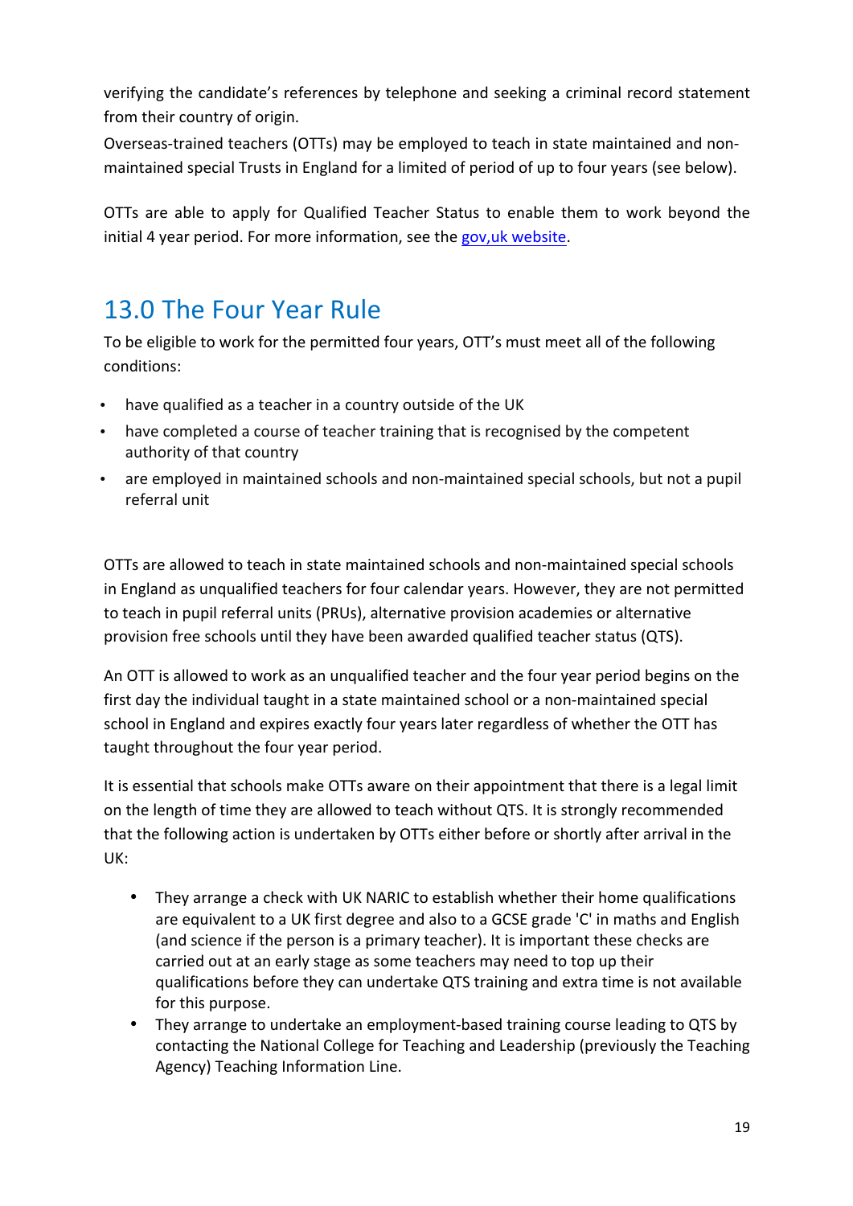verifying the candidate's references by telephone and seeking a criminal record statement from their country of origin.
Overseas-trained teachers (OTTs) may be employed to teach in state maintained and non-maintained special Trusts in England for a limited of period of up to four years (see below).

OTTs are able to apply for Qualified Teacher Status to enable them to work beyond the initial 4 year period. For more information, see the [gov,uk website]().

## 13.0 The Four Year Rule

To be eligible to work for the permitted four years, OTT's must meet all of the following conditions:

- have qualified as a teacher in a country outside of the UK
- have completed a course of teacher training that is recognised by the competent authority of that country
- are employed in maintained schools and non-maintained special schools, but not a pupil referral unit

OTTs are allowed to teach in state maintained schools and non-maintained special schools in England as unqualified teachers for four calendar years. However, they are not permitted to teach in pupil referral units (PRUs), alternative provision academies or alternative provision free schools until they have been awarded qualified teacher status (QTS).

An OTT is allowed to work as an unqualified teacher and the four year period begins on the first day the individual taught in a state maintained school or a non-maintained special school in England and expires exactly four years later regardless of whether the OTT has taught throughout the four year period.

It is essential that schools make OTTs aware on their appointment that there is a legal limit on the length of time they are allowed to teach without QTS. It is strongly recommended that the following action is undertaken by OTTs either before or shortly after arrival in the UK:

- They arrange a check with UK NARIC to establish whether their home qualifications are equivalent to a UK first degree and also to a GCSE grade 'C' in maths and English (and science if the person is a primary teacher). It is important these checks are carried out at an early stage as some teachers may need to top up their qualifications before they can undertake QTS training and extra time is not available for this purpose.
- They arrange to undertake an employment-based training course leading to QTS by contacting the National College for Teaching and Leadership (previously the Teaching Agency) Teaching Information Line.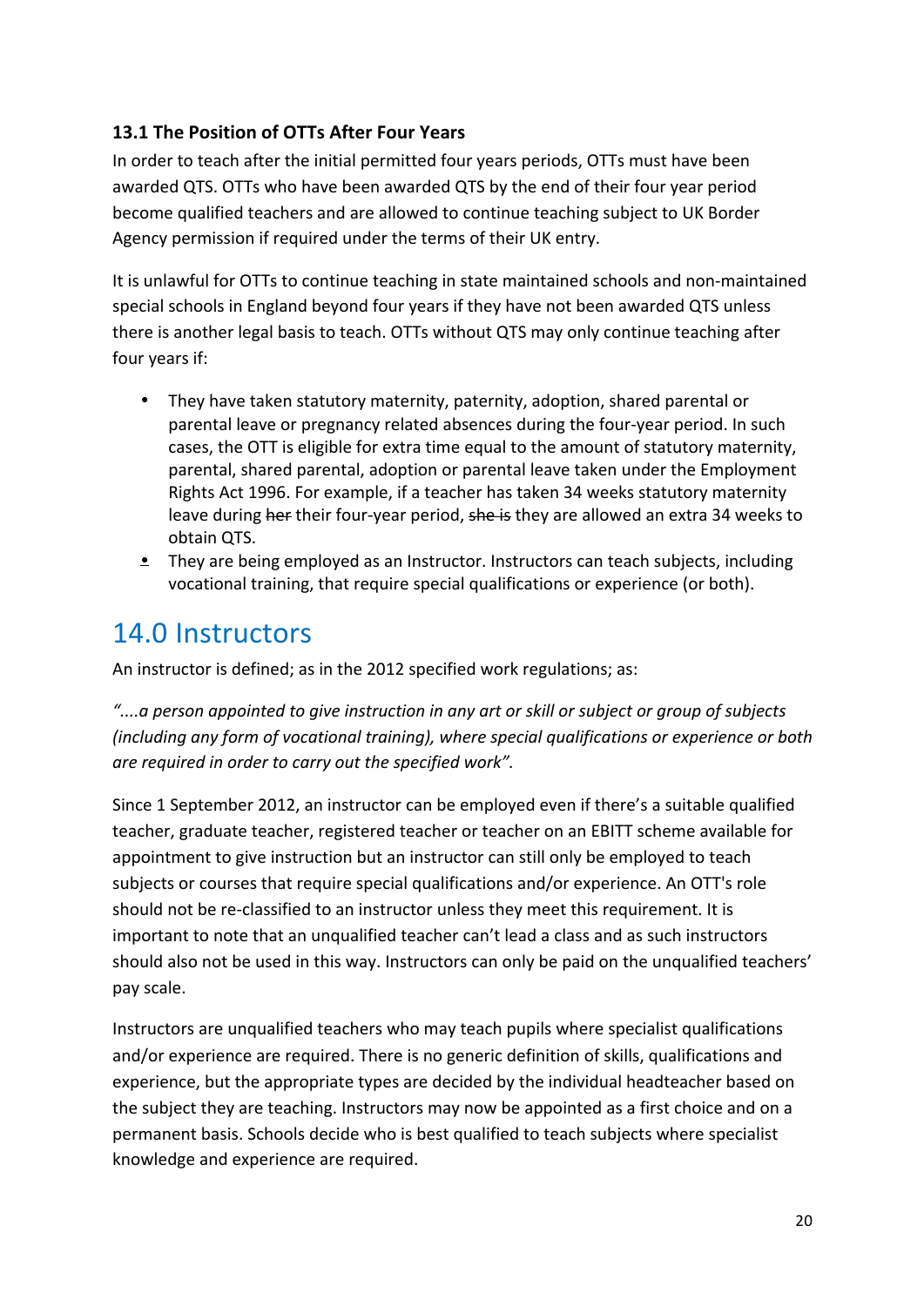### 13.1 The Position of OTTs After Four Years

In order to teach after the initial permitted four years periods, OTTs must have been awarded QTS. OTTs who have been awarded QTS by the end of their four year period become qualified teachers and are allowed to continue teaching subject to UK Border Agency permission if required under the terms of their UK entry.

It is unlawful for OTTs to continue teaching in state maintained schools and non-maintained special schools in England beyond four years if they have not been awarded QTS unless there is another legal basis to teach. OTTs without QTS may only continue teaching after four years if:

- They have taken statutory maternity, paternity, adoption, shared parental or parental leave or pregnancy related absences during the four-year period. In such cases, the OTT is eligible for extra time equal to the amount of statutory maternity, parental, shared parental, adoption or parental leave taken under the Employment Rights Act 1996. For example, if a teacher has taken 34 weeks statutory maternity leave during ~~her~~ their four-year period, ~~she is~~ they are allowed an extra 34 weeks to obtain QTS.
- They are being employed as an Instructor. Instructors can teach subjects, including vocational training, that require special qualifications or experience (or both).

## 14.0 Instructors

An instructor is defined; as in the 2012 specified work regulations; as:

*"....a person appointed to give instruction in any art or skill or subject or group of subjects (including any form of vocational training), where special qualifications or experience or both are required in order to carry out the specified work".*

Since 1 September 2012, an instructor can be employed even if there's a suitable qualified teacher, graduate teacher, registered teacher or teacher on an EBITT scheme available for appointment to give instruction but an instructor can still only be employed to teach subjects or courses that require special qualifications and/or experience. An OTT's role should not be re-classified to an instructor unless they meet this requirement. It is important to note that an unqualified teacher can't lead a class and as such instructors should also not be used in this way. Instructors can only be paid on the unqualified teachers' pay scale.

Instructors are unqualified teachers who may teach pupils where specialist qualifications and/or experience are required. There is no generic definition of skills, qualifications and experience, but the appropriate types are decided by the individual headteacher based on the subject they are teaching. Instructors may now be appointed as a first choice and on a permanent basis. Schools decide who is best qualified to teach subjects where specialist knowledge and experience are required.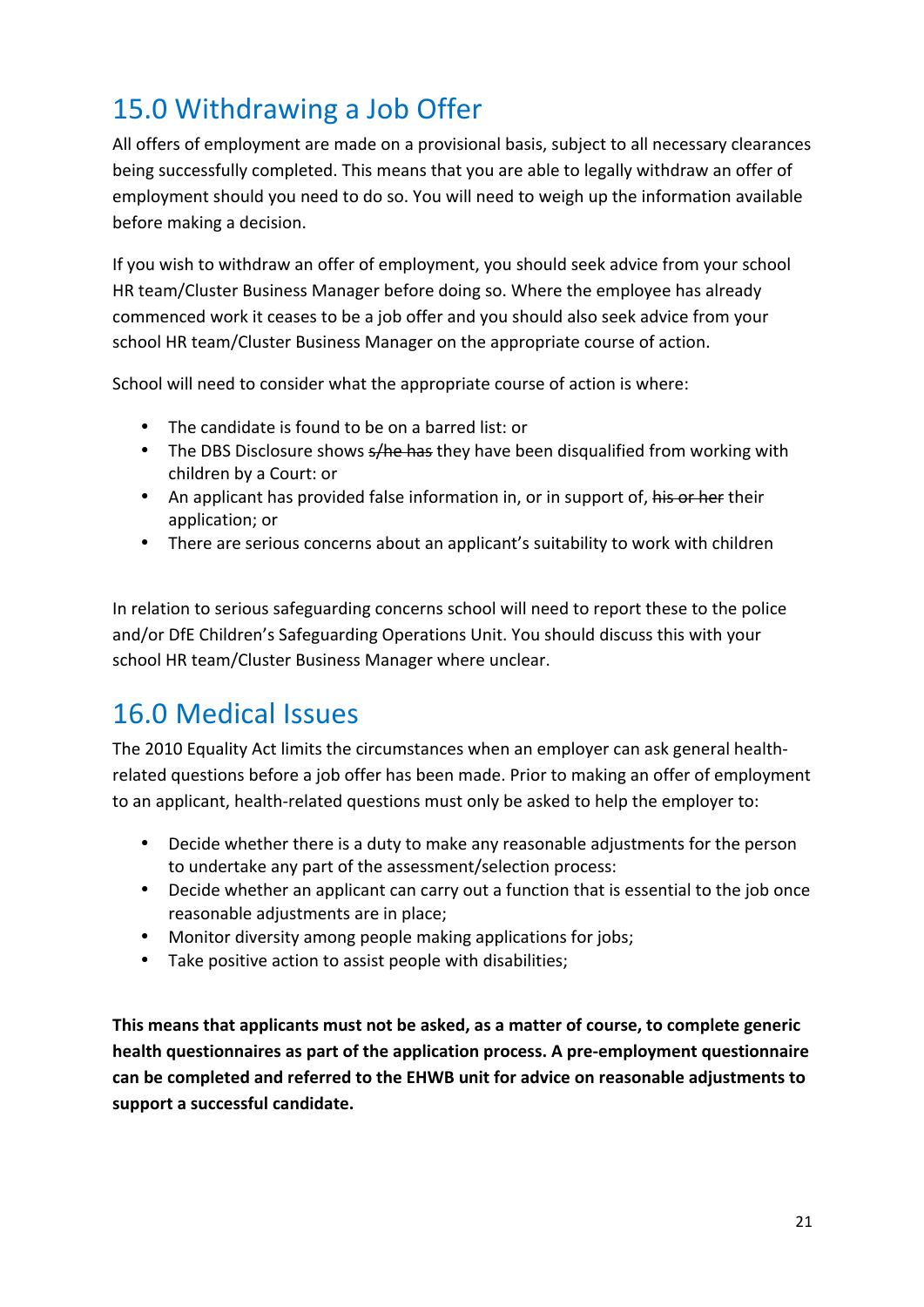## 15.0 Withdrawing a Job Offer

All offers of employment are made on a provisional basis, subject to all necessary clearances being successfully completed. This means that you are able to legally withdraw an offer of employment should you need to do so. You will need to weigh up the information available before making a decision.

If you wish to withdraw an offer of employment, you should seek advice from your school HR team/Cluster Business Manager before doing so. Where the employee has already commenced work it ceases to be a job offer and you should also seek advice from your school HR team/Cluster Business Manager on the appropriate course of action.

School will need to consider what the appropriate course of action is where:

- The candidate is found to be on a barred list: or
- The DBS Disclosure shows ~~s/he has~~ they have been disqualified from working with children by a Court: or
- An applicant has provided false information in, or in support of, ~~his or her~~ their application; or
- There are serious concerns about an applicant's suitability to work with children

In relation to serious safeguarding concerns school will need to report these to the police and/or DfE Children's Safeguarding Operations Unit. You should discuss this with your school HR team/Cluster Business Manager where unclear.

## 16.0 Medical Issues

The 2010 Equality Act limits the circumstances when an employer can ask general health-related questions before a job offer has been made. Prior to making an offer of employment to an applicant, health-related questions must only be asked to help the employer to:

- Decide whether there is a duty to make any reasonable adjustments for the person to undertake any part of the assessment/selection process:
- Decide whether an applicant can carry out a function that is essential to the job once reasonable adjustments are in place;
- Monitor diversity among people making applications for jobs;
- Take positive action to assist people with disabilities;

**This means that applicants must not be asked, as a matter of course, to complete generic health questionnaires as part of the application process. A pre-employment questionnaire can be completed and referred to the EHWB unit for advice on reasonable adjustments to support a successful candidate.**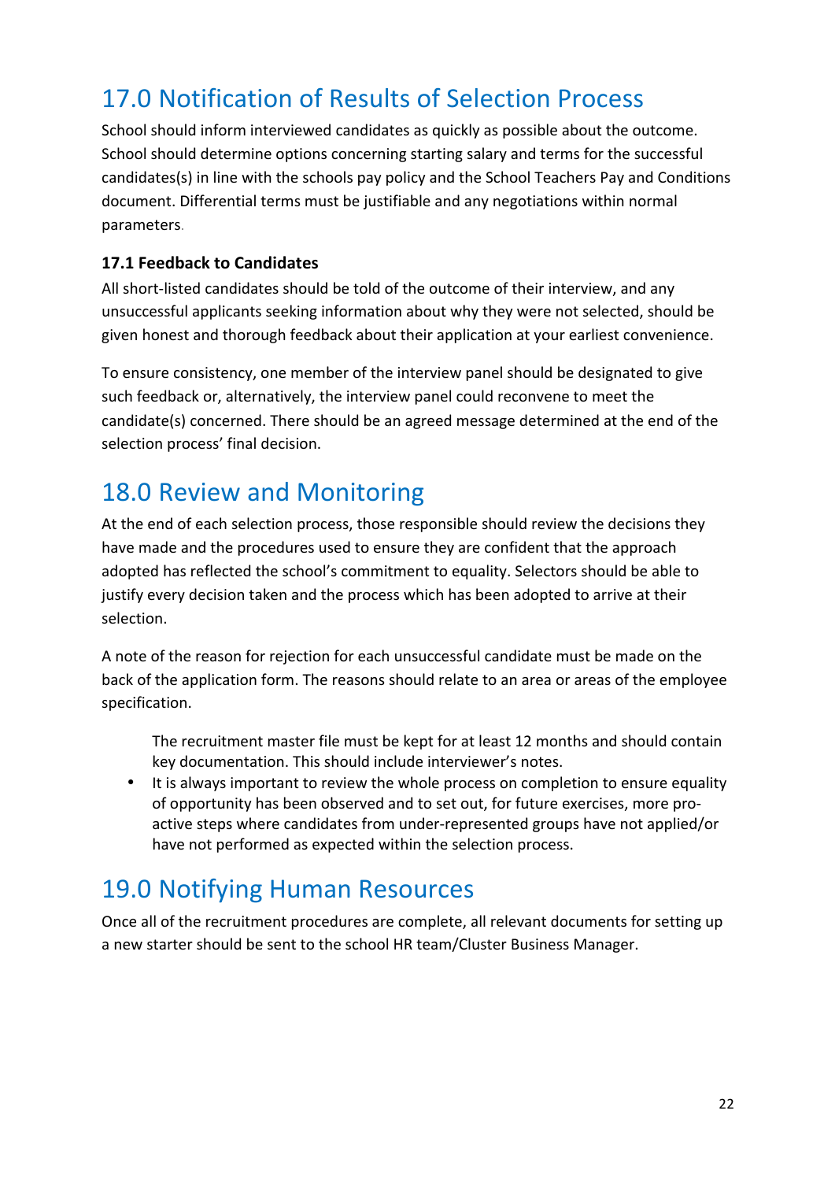# 17.0 Notification of Results of Selection Process

School should inform interviewed candidates as quickly as possible about the outcome. School should determine options concerning starting salary and terms for the successful candidates(s) in line with the schools pay policy and the School Teachers Pay and Conditions document. Differential terms must be justifiable and any negotiations within normal parameters.

### 17.1 Feedback to Candidates

All short-listed candidates should be told of the outcome of their interview, and any unsuccessful applicants seeking information about why they were not selected, should be given honest and thorough feedback about their application at your earliest convenience.

To ensure consistency, one member of the interview panel should be designated to give such feedback or, alternatively, the interview panel could reconvene to meet the candidate(s) concerned. There should be an agreed message determined at the end of the selection process' final decision.

# 18.0 Review and Monitoring

At the end of each selection process, those responsible should review the decisions they have made and the procedures used to ensure they are confident that the approach adopted has reflected the school's commitment to equality. Selectors should be able to justify every decision taken and the process which has been adopted to arrive at their selection.

A note of the reason for rejection for each unsuccessful candidate must be made on the back of the application form. The reasons should relate to an area or areas of the employee specification.

The recruitment master file must be kept for at least 12 months and should contain key documentation. This should include interviewer's notes.

- It is always important to review the whole process on completion to ensure equality of opportunity has been observed and to set out, for future exercises, more pro-active steps where candidates from under-represented groups have not applied/or have not performed as expected within the selection process.

# 19.0 Notifying Human Resources

Once all of the recruitment procedures are complete, all relevant documents for setting up a new starter should be sent to the school HR team/Cluster Business Manager.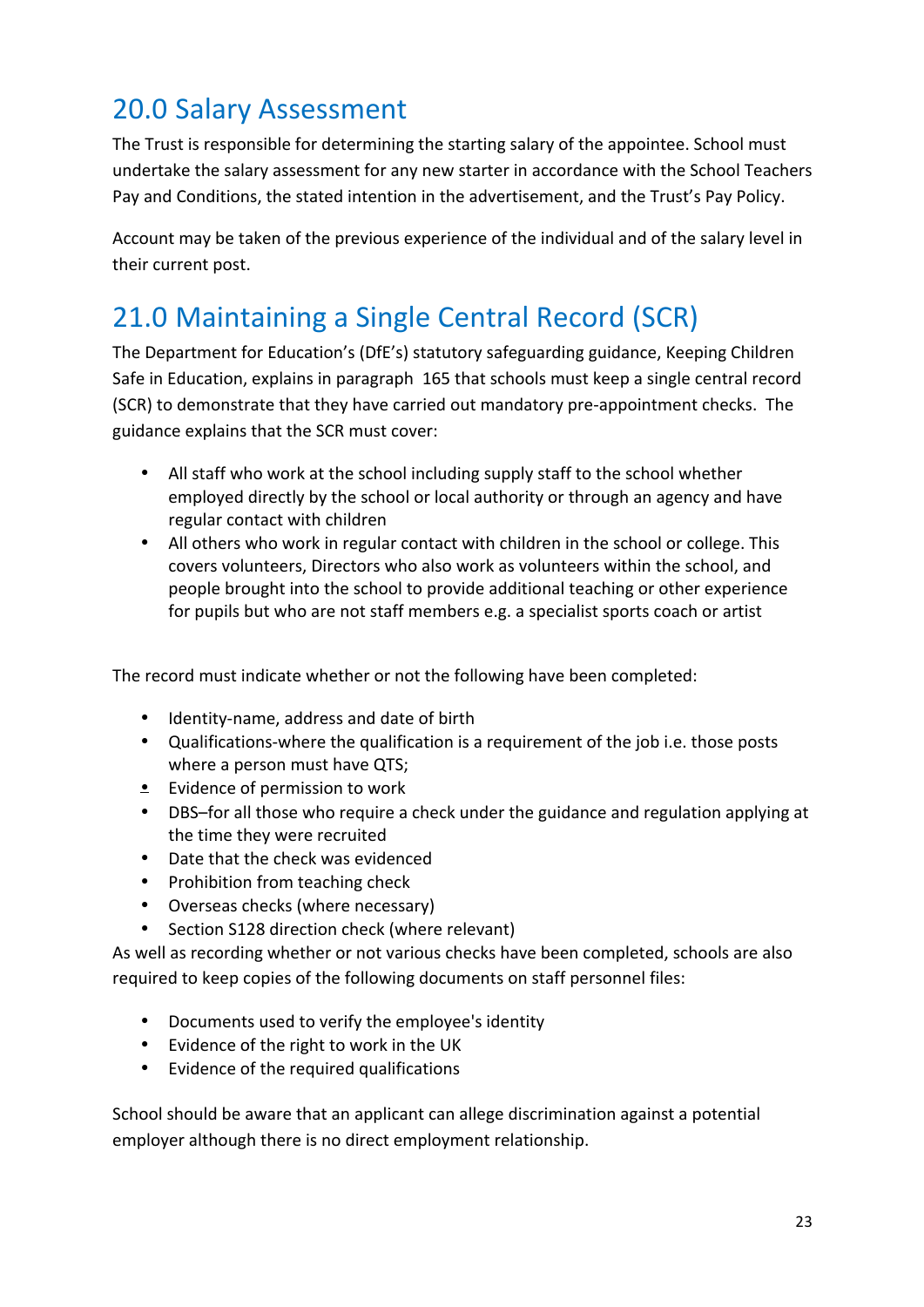## 20.0 Salary Assessment

The Trust is responsible for determining the starting salary of the appointee. School must undertake the salary assessment for any new starter in accordance with the School Teachers Pay and Conditions, the stated intention in the advertisement, and the Trust's Pay Policy.

Account may be taken of the previous experience of the individual and of the salary level in their current post.

## 21.0 Maintaining a Single Central Record (SCR)

The Department for Education's (DfE's) statutory safeguarding guidance, Keeping Children Safe in Education, explains in paragraph 165 that schools must keep a single central record (SCR) to demonstrate that they have carried out mandatory pre-appointment checks. The guidance explains that the SCR must cover:

- All staff who work at the school including supply staff to the school whether employed directly by the school or local authority or through an agency and have regular contact with children
- All others who work in regular contact with children in the school or college. This covers volunteers, Directors who also work as volunteers within the school, and people brought into the school to provide additional teaching or other experience for pupils but who are not staff members e.g. a specialist sports coach or artist

The record must indicate whether or not the following have been completed:

- Identity-name, address and date of birth
- Qualifications-where the qualification is a requirement of the job i.e. those posts where a person must have QTS;
- Evidence of permission to work
- DBS–for all those who require a check under the guidance and regulation applying at the time they were recruited
- Date that the check was evidenced
- Prohibition from teaching check
- Overseas checks (where necessary)
- Section S128 direction check (where relevant)

As well as recording whether or not various checks have been completed, schools are also required to keep copies of the following documents on staff personnel files:

- Documents used to verify the employee's identity
- Evidence of the right to work in the UK
- Evidence of the required qualifications

School should be aware that an applicant can allege discrimination against a potential employer although there is no direct employment relationship.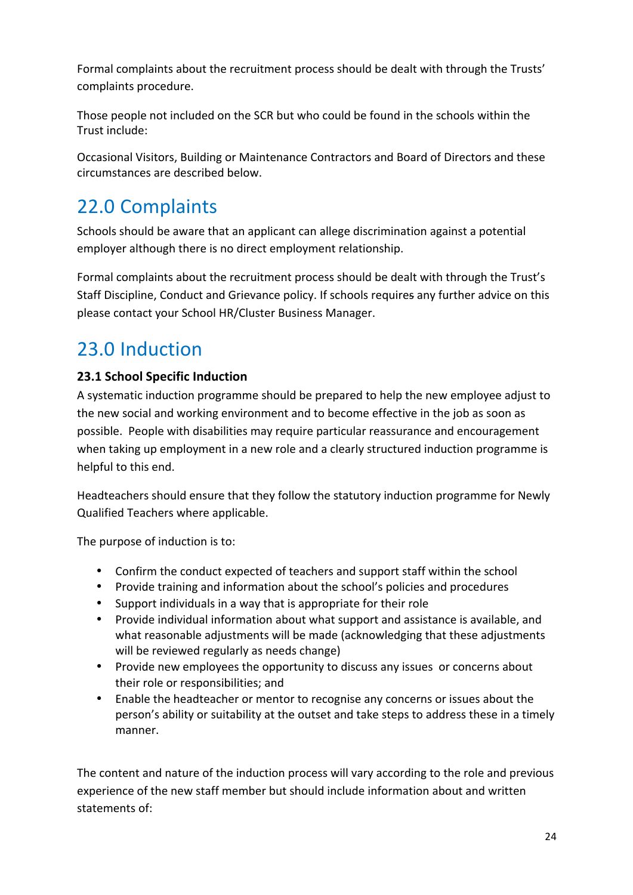Formal complaints about the recruitment process should be dealt with through the Trusts' complaints procedure.

Those people not included on the SCR but who could be found in the schools within the Trust include:

Occasional Visitors, Building or Maintenance Contractors and Board of Directors and these circumstances are described below.

# 22.0 Complaints

Schools should be aware that an applicant can allege discrimination against a potential employer although there is no direct employment relationship.

Formal complaints about the recruitment process should be dealt with through the Trust's Staff Discipline, Conduct and Grievance policy. If schools requires any further advice on this please contact your School HR/Cluster Business Manager.

# 23.0 Induction

### 23.1 School Specific Induction

A systematic induction programme should be prepared to help the new employee adjust to the new social and working environment and to become effective in the job as soon as possible. People with disabilities may require particular reassurance and encouragement when taking up employment in a new role and a clearly structured induction programme is helpful to this end.

Headteachers should ensure that they follow the statutory induction programme for Newly Qualified Teachers where applicable.

The purpose of induction is to:

- Confirm the conduct expected of teachers and support staff within the school
- Provide training and information about the school's policies and procedures
- Support individuals in a way that is appropriate for their role
- Provide individual information about what support and assistance is available, and what reasonable adjustments will be made (acknowledging that these adjustments will be reviewed regularly as needs change)
- Provide new employees the opportunity to discuss any issues or concerns about their role or responsibilities; and
- Enable the headteacher or mentor to recognise any concerns or issues about the person's ability or suitability at the outset and take steps to address these in a timely manner.

The content and nature of the induction process will vary according to the role and previous experience of the new staff member but should include information about and written statements of: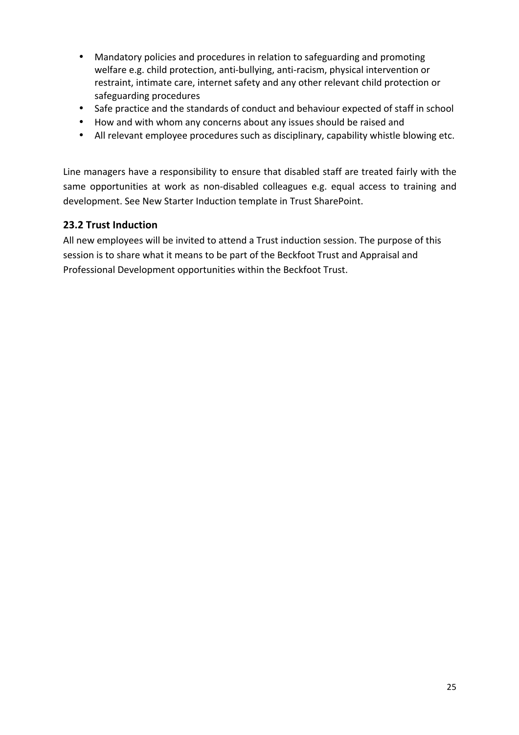- Mandatory policies and procedures in relation to safeguarding and promoting welfare e.g. child protection, anti-bullying, anti-racism, physical intervention or restraint, intimate care, internet safety and any other relevant child protection or safeguarding procedures
- Safe practice and the standards of conduct and behaviour expected of staff in school
- How and with whom any concerns about any issues should be raised and
- All relevant employee procedures such as disciplinary, capability whistle blowing etc.

Line managers have a responsibility to ensure that disabled staff are treated fairly with the same opportunities at work as non-disabled colleagues e.g. equal access to training and development. See New Starter Induction template in Trust SharePoint.

### 23.2 Trust Induction

All new employees will be invited to attend a Trust induction session. The purpose of this session is to share what it means to be part of the Beckfoot Trust and Appraisal and Professional Development opportunities within the Beckfoot Trust.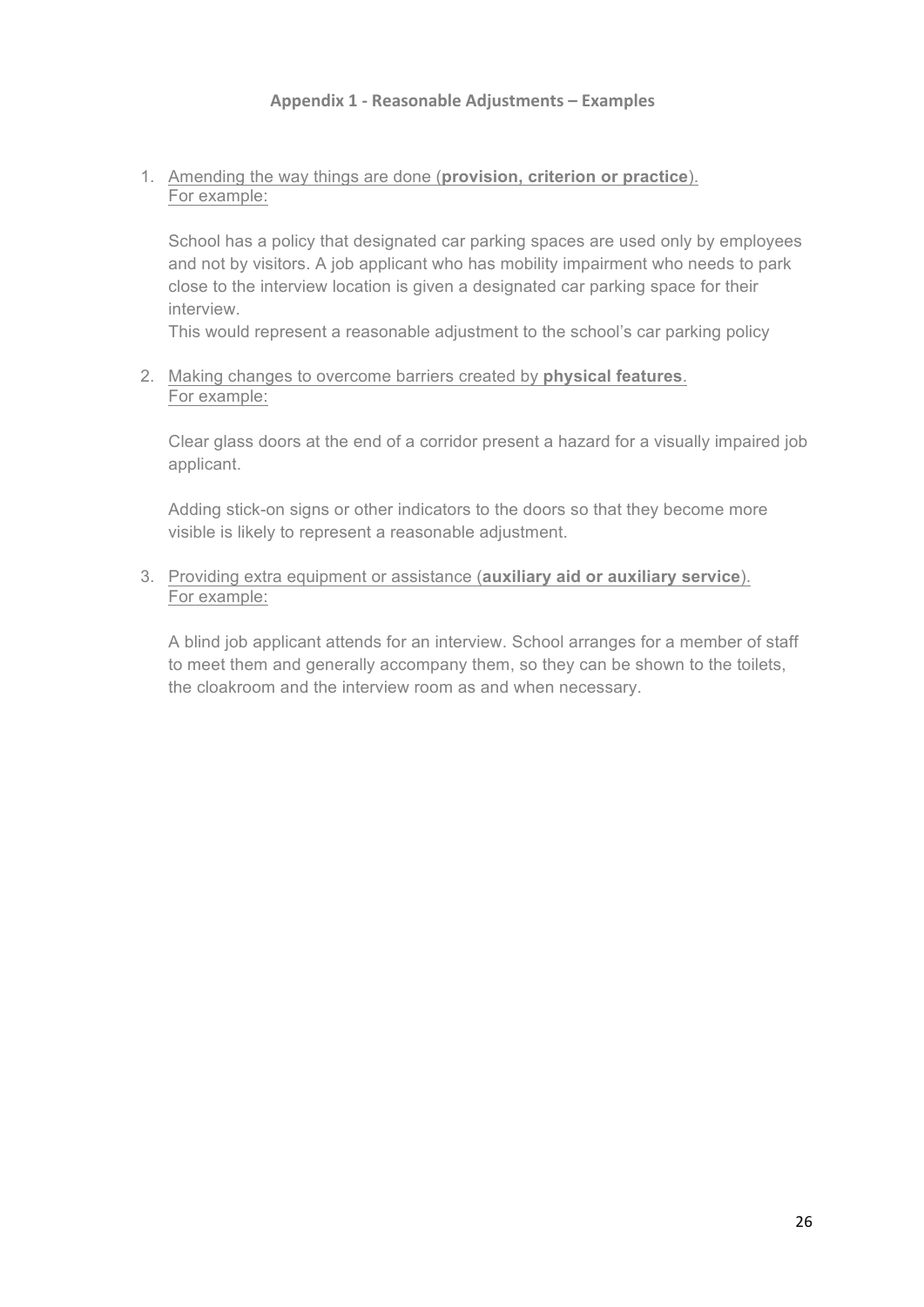## Appendix 1 - Reasonable Adjustments – Examples

1. Amending the way things are done (**provision, criterion or practice**).
   For example:

   School has a policy that designated car parking spaces are used only by employees and not by visitors. A job applicant who has mobility impairment who needs to park close to the interview location is given a designated car parking space for their interview.
   This would represent a reasonable adjustment to the school's car parking policy

2. Making changes to overcome barriers created by **physical features**.
   For example:

   Clear glass doors at the end of a corridor present a hazard for a visually impaired job applicant.

   Adding stick-on signs or other indicators to the doors so that they become more visible is likely to represent a reasonable adjustment.

3. Providing extra equipment or assistance (**auxiliary aid or auxiliary service**).
   For example:

   A blind job applicant attends for an interview. School arranges for a member of staff to meet them and generally accompany them, so they can be shown to the toilets, the cloakroom and the interview room as and when necessary.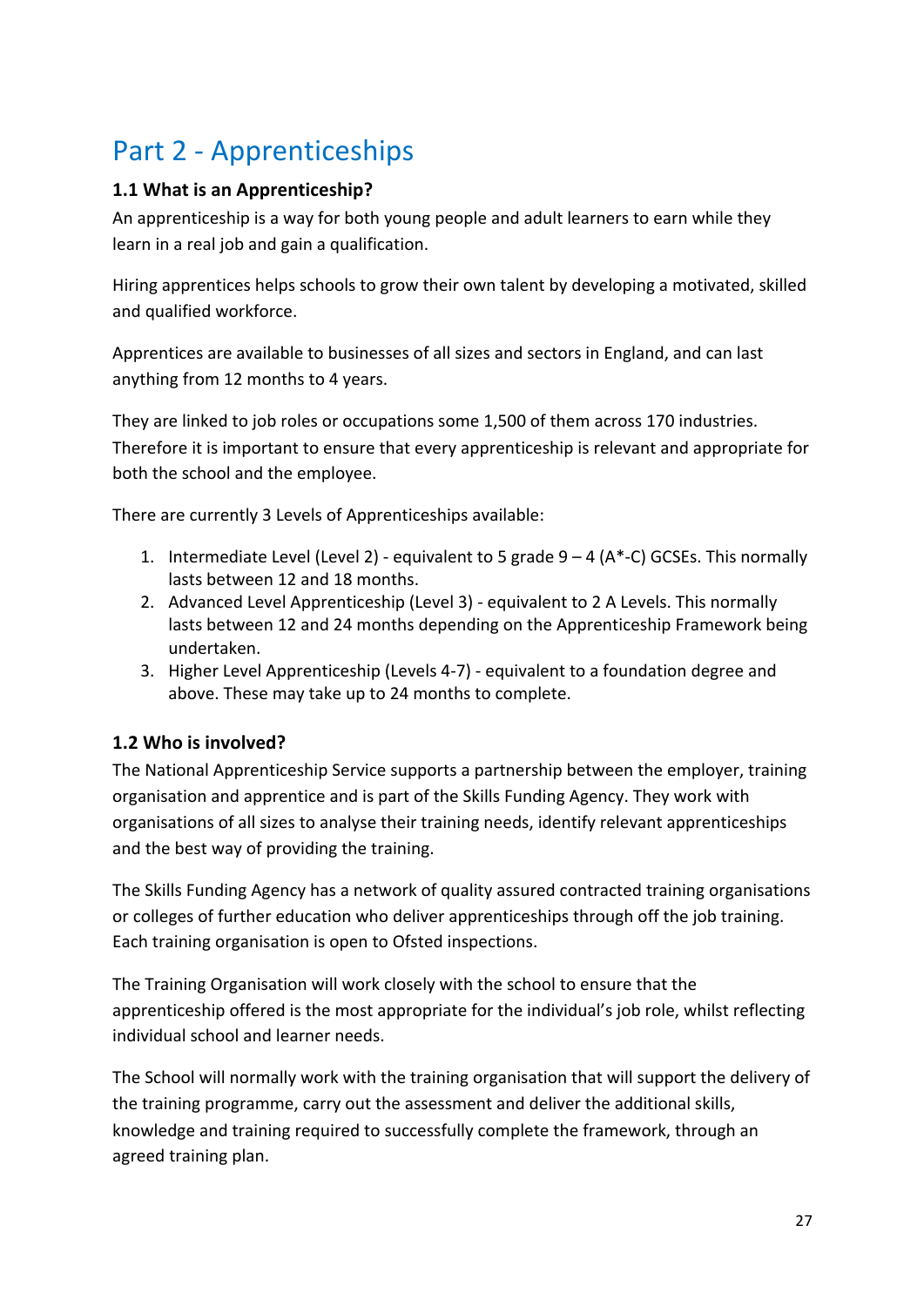# Part 2 - Apprenticeships

### 1.1 What is an Apprenticeship?

An apprenticeship is a way for both young people and adult learners to earn while they learn in a real job and gain a qualification.

Hiring apprentices helps schools to grow their own talent by developing a motivated, skilled and qualified workforce.

Apprentices are available to businesses of all sizes and sectors in England, and can last anything from 12 months to 4 years.

They are linked to job roles or occupations some 1,500 of them across 170 industries. Therefore it is important to ensure that every apprenticeship is relevant and appropriate for both the school and the employee.

There are currently 3 Levels of Apprenticeships available:

1. Intermediate Level (Level 2) - equivalent to 5 grade 9 – 4 (A*-C) GCSEs. This normally lasts between 12 and 18 months.
2. Advanced Level Apprenticeship (Level 3) - equivalent to 2 A Levels. This normally lasts between 12 and 24 months depending on the Apprenticeship Framework being undertaken.
3. Higher Level Apprenticeship (Levels 4-7) - equivalent to a foundation degree and above. These may take up to 24 months to complete.

### 1.2 Who is involved?

The National Apprenticeship Service supports a partnership between the employer, training organisation and apprentice and is part of the Skills Funding Agency. They work with organisations of all sizes to analyse their training needs, identify relevant apprenticeships and the best way of providing the training.

The Skills Funding Agency has a network of quality assured contracted training organisations or colleges of further education who deliver apprenticeships through off the job training. Each training organisation is open to Ofsted inspections.

The Training Organisation will work closely with the school to ensure that the apprenticeship offered is the most appropriate for the individual's job role, whilst reflecting individual school and learner needs.

The School will normally work with the training organisation that will support the delivery of the training programme, carry out the assessment and deliver the additional skills, knowledge and training required to successfully complete the framework, through an agreed training plan.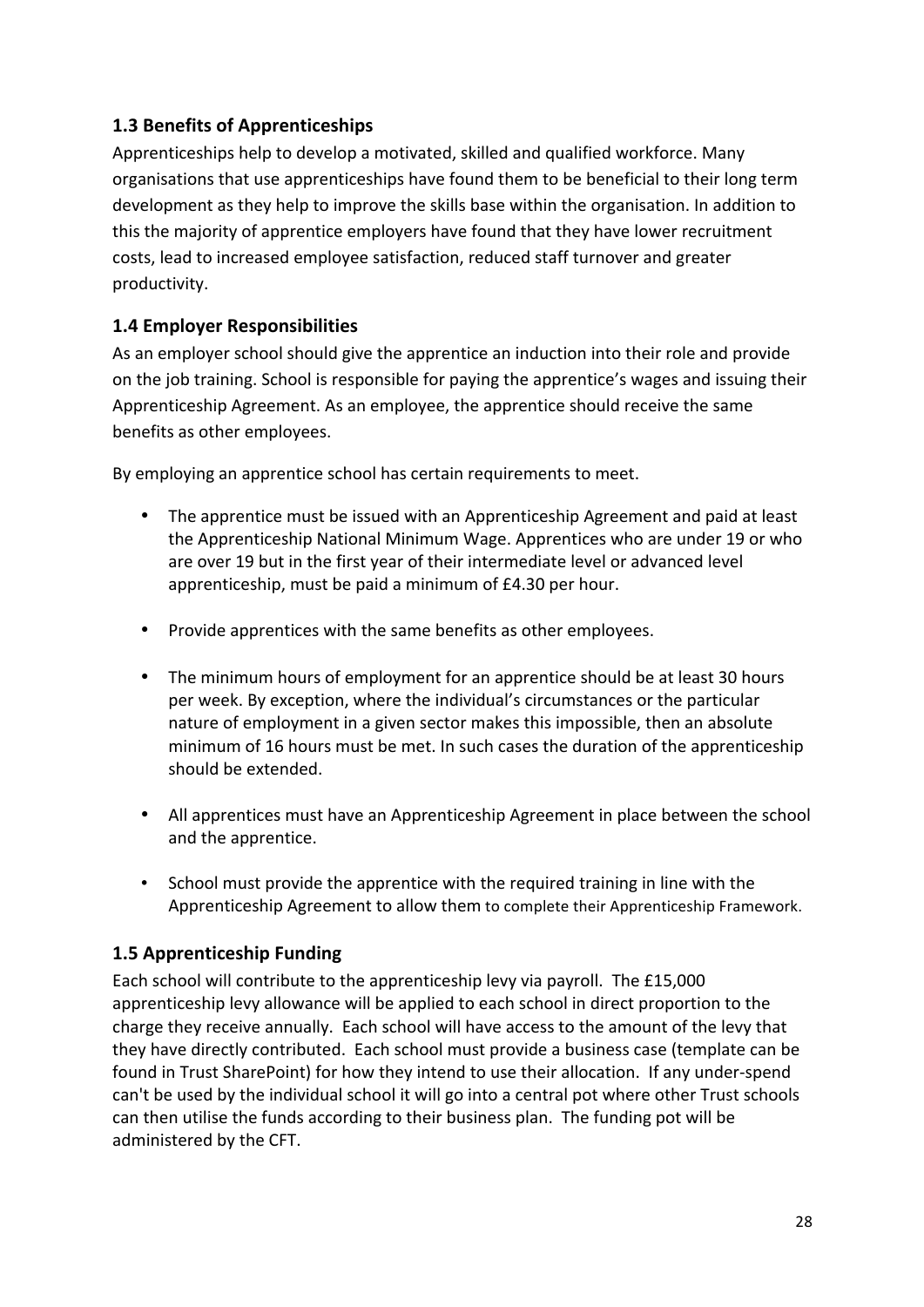### 1.3 Benefits of Apprenticeships

Apprenticeships help to develop a motivated, skilled and qualified workforce. Many organisations that use apprenticeships have found them to be beneficial to their long term development as they help to improve the skills base within the organisation. In addition to this the majority of apprentice employers have found that they have lower recruitment costs, lead to increased employee satisfaction, reduced staff turnover and greater productivity.

### 1.4 Employer Responsibilities

As an employer school should give the apprentice an induction into their role and provide on the job training. School is responsible for paying the apprentice's wages and issuing their Apprenticeship Agreement. As an employee, the apprentice should receive the same benefits as other employees.

By employing an apprentice school has certain requirements to meet.

- The apprentice must be issued with an Apprenticeship Agreement and paid at least the Apprenticeship National Minimum Wage. Apprentices who are under 19 or who are over 19 but in the first year of their intermediate level or advanced level apprenticeship, must be paid a minimum of £4.30 per hour.
- Provide apprentices with the same benefits as other employees.
- The minimum hours of employment for an apprentice should be at least 30 hours per week. By exception, where the individual's circumstances or the particular nature of employment in a given sector makes this impossible, then an absolute minimum of 16 hours must be met. In such cases the duration of the apprenticeship should be extended.
- All apprentices must have an Apprenticeship Agreement in place between the school and the apprentice.
- School must provide the apprentice with the required training in line with the Apprenticeship Agreement to allow them to complete their Apprenticeship Framework.

### 1.5 Apprenticeship Funding

Each school will contribute to the apprenticeship levy via payroll. The £15,000 apprenticeship levy allowance will be applied to each school in direct proportion to the charge they receive annually. Each school will have access to the amount of the levy that they have directly contributed. Each school must provide a business case (template can be found in Trust SharePoint) for how they intend to use their allocation. If any under-spend can't be used by the individual school it will go into a central pot where other Trust schools can then utilise the funds according to their business plan. The funding pot will be administered by the CFT.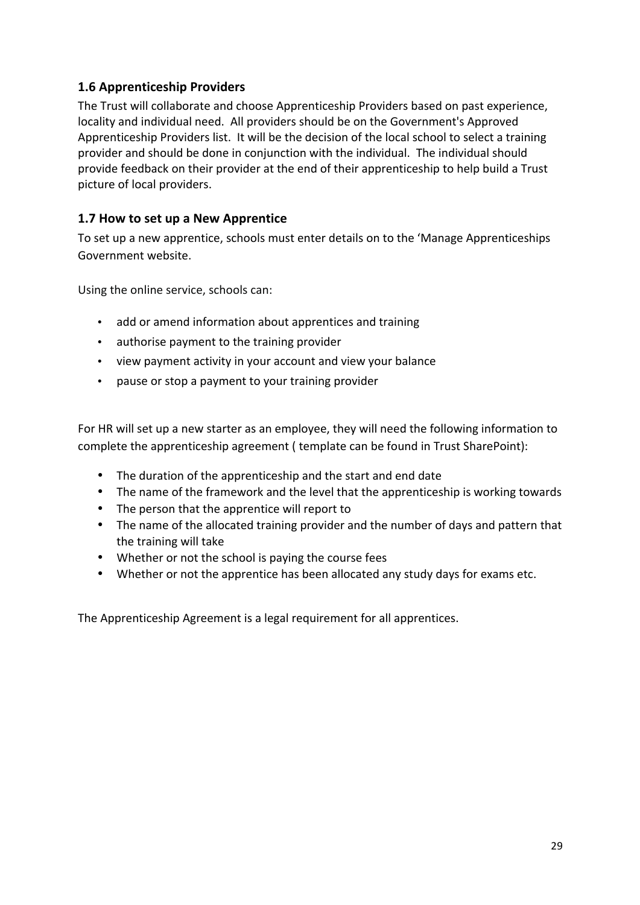### 1.6 Apprenticeship Providers

The Trust will collaborate and choose Apprenticeship Providers based on past experience, locality and individual need. All providers should be on the Government's Approved Apprenticeship Providers list. It will be the decision of the local school to select a training provider and should be done in conjunction with the individual. The individual should provide feedback on their provider at the end of their apprenticeship to help build a Trust picture of local providers.

### 1.7 How to set up a New Apprentice

To set up a new apprentice, schools must enter details on to the 'Manage Apprenticeships Government website.

Using the online service, schools can:

- add or amend information about apprentices and training
- authorise payment to the training provider
- view payment activity in your account and view your balance
- pause or stop a payment to your training provider

For HR will set up a new starter as an employee, they will need the following information to complete the apprenticeship agreement ( template can be found in Trust SharePoint):

- The duration of the apprenticeship and the start and end date
- The name of the framework and the level that the apprenticeship is working towards
- The person that the apprentice will report to
- The name of the allocated training provider and the number of days and pattern that the training will take
- Whether or not the school is paying the course fees
- Whether or not the apprentice has been allocated any study days for exams etc.

The Apprenticeship Agreement is a legal requirement for all apprentices.